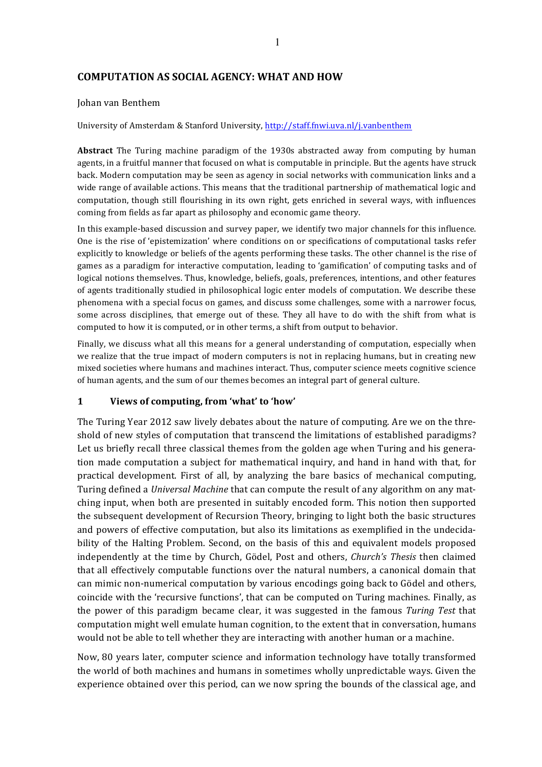# COMPUTATION AS SOCIAL AGENCY: WHAT AND HOW

Johan van Benthem

University of Amsterdam & Stanford University, http://staff.fnwi.uva.nl/j.vanbenthem

**Abstract** The Turing machine paradigm of the 1930s abstracted away from computing by human agents, in a fruitful manner that focused on what is computable in principle. But the agents have struck back. Modern computation may be seen as agency in social networks with communication links and a wide range of available actions. This means that the traditional partnership of mathematical logic and computation, though still flourishing in its own right, gets enriched in several ways, with influences coming from fields as far apart as philosophy and economic game theory.

In this example-based discussion and survey paper, we identify two major channels for this influence. One is the rise of 'epistemization' where conditions on or specifications of computational tasks refer explicitly to knowledge or beliefs of the agents performing these tasks. The other channel is the rise of games as a paradigm for interactive computation, leading to 'gamification' of computing tasks and of logical notions themselves. Thus, knowledge, beliefs, goals, preferences, intentions, and other features of agents traditionally studied in philosophical logic enter models of computation. We describe these phenomena with a special focus on games, and discuss some challenges, some with a narrower focus, some across disciplines, that emerge out of these. They all have to do with the shift from what is computed to how it is computed, or in other terms, a shift from output to behavior.

Finally, we discuss what all this means for a general understanding of computation, especially when we realize that the true impact of modern computers is not in replacing humans, but in creating new mixed societies where humans and machines interact. Thus, computer science meets cognitive science of human agents, and the sum of our themes becomes an integral part of general culture.

## 1 Views of computing, from 'what' to 'how'

The Turing Year 2012 saw lively debates about the nature of computing. Are we on the threshold of new styles of computation that transcend the limitations of established paradigms? Let us briefly recall three classical themes from the golden age when Turing and his generation made computation a subject for mathematical inquiry, and hand in hand with that, for practical development. First of all, by analyzing the bare basics of mechanical computing, Turing defined a *Universal Machine* that can compute the result of any algorithm on any matching input, when both are presented in suitably encoded form. This notion then supported the subsequent development of Recursion Theory, bringing to light both the basic structures and powers of effective computation, but also its limitations as exemplified in the undecidability of the Halting Problem. Second, on the basis of this and equivalent models proposed independently at the time by Church, Gödel, Post and others, *Church's Thesis* then claimed that all effectively computable functions over the natural numbers, a canonical domain that can mimic non-numerical computation by various encodings going back to Gödel and others, coincide with the 'recursive functions', that can be computed on Turing machines. Finally, as the power of this paradigm became clear, it was suggested in the famous *Turing Test* that computation might well emulate human cognition, to the extent that in conversation, humans would not be able to tell whether they are interacting with another human or a machine.

Now, 80 years later, computer science and information technology have totally transformed the world of both machines and humans in sometimes wholly unpredictable ways. Given the experience obtained over this period, can we now spring the bounds of the classical age, and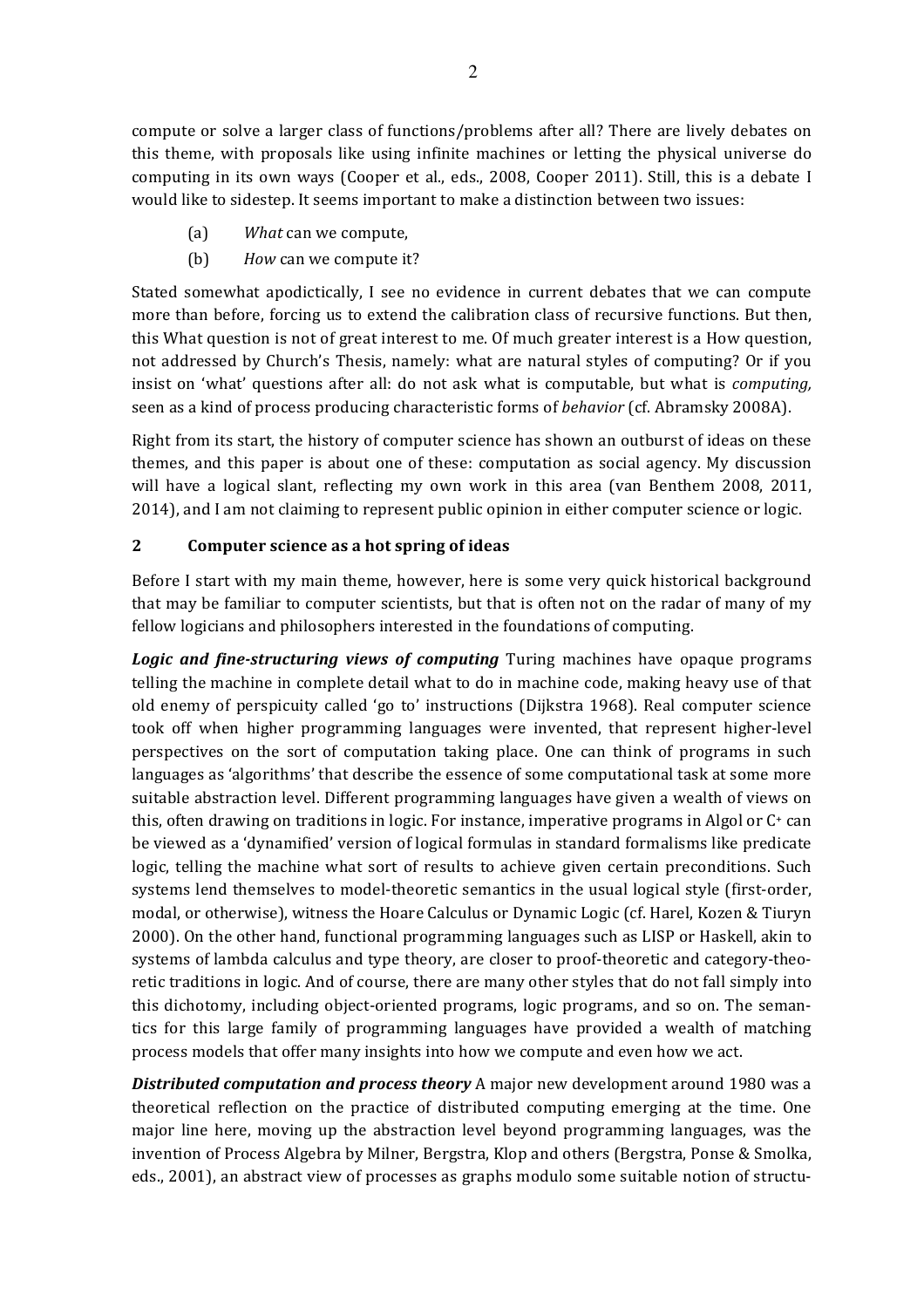compute or solve a larger class of functions/problems after all? There are lively debates on this theme, with proposals like using infinite machines or letting the physical universe do computing in its own ways (Cooper et al., eds., 2008, Cooper 2011). Still, this is a debate I would like to sidestep. It seems important to make a distinction between two issues:

(a) *What* can we compute,

(b) *How* can we compute it?

Stated somewhat apodictically, I see no evidence in current debates that we can compute more than before, forcing us to extend the calibration class of recursive functions. But then, this What question is not of great interest to me. Of much greater interest is a How question, not addressed by Church's Thesis, namely: what are natural styles of computing? Or if you insist on 'what' questions after all: do not ask what is computable, but what is *computing,* seen as a kind of process producing characteristic forms of *behavior* (cf. Abramsky 2008A).

Right from its start, the history of computer science has shown an outburst of ideas on these themes, and this paper is about one of these: computation as social agency. My discussion will have a logical slant, reflecting my own work in this area (van Benthem 2008, 2011, 2014), and I am not claiming to represent public opinion in either computer science or logic.

## 2 Computer science as a hot spring of ideas

Before I start with my main theme, however, here is some very quick historical background that may be familiar to computer scientists, but that is often not on the radar of many of my fellow logicians and philosophers interested in the foundations of computing.

***Logic and fine-structuring views of computing*** Turing machines have opaque programs telling the machine in complete detail what to do in machine code, making heavy use of that old enemy of perspicuity called 'go to' instructions (Dijkstra 1968). Real computer science took off when higher programming languages were invented, that represent higher-level perspectives on the sort of computation taking place. One can think of programs in such languages as 'algorithms' that describe the essence of some computational task at some more suitable abstraction level. Different programming languages have given a wealth of views on this, often drawing on traditions in logic. For instance, imperative programs in Algol or C+ can be viewed as a 'dynamified' version of logical formulas in standard formalisms like predicate logic, telling the machine what sort of results to achieve given certain preconditions. Such systems lend themselves to model-theoretic semantics in the usual logical style (first-order, modal, or otherwise), witness the Hoare Calculus or Dynamic Logic (cf. Harel, Kozen & Tiuryn 2000). On the other hand, functional programming languages such as LISP or Haskell, akin to systems of lambda calculus and type theory, are closer to proof-theoretic and category-theoretic traditions in logic. And of course, there are many other styles that do not fall simply into this dichotomy, including object-oriented programs, logic programs, and so on. The semantics for this large family of programming languages have provided a wealth of matching process models that offer many insights into how we compute and even how we act.

***Distributed computation and process theory*** A major new development around 1980 was a theoretical reflection on the practice of distributed computing emerging at the time. One major line here, moving up the abstraction level beyond programming languages, was the invention of Process Algebra by Milner, Bergstra, Klop and others (Bergstra, Ponse & Smolka, eds., 2001), an abstract view of processes as graphs modulo some suitable notion of structu-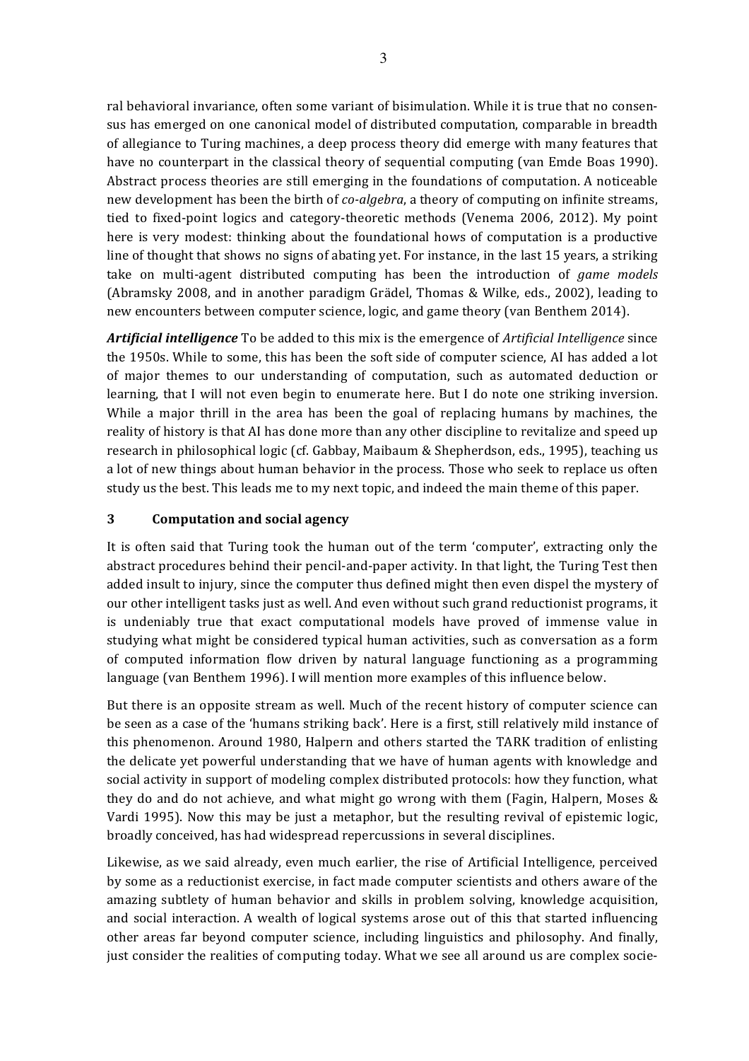ral behavioral invariance, often some variant of bisimulation. While it is true that no consensus has emerged on one canonical model of distributed computation, comparable in breadth of allegiance to Turing machines, a deep process theory did emerge with many features that have no counterpart in the classical theory of sequential computing (van Emde Boas 1990). Abstract process theories are still emerging in the foundations of computation. A noticeable new development has been the birth of *co-algebra*, a theory of computing on infinite streams, tied to fixed-point logics and category-theoretic methods (Venema 2006, 2012). My point here is very modest: thinking about the foundational hows of computation is a productive line of thought that shows no signs of abating yet. For instance, in the last 15 years, a striking take on multi-agent distributed computing has been the introduction of *game models* (Abramsky 2008, and in another paradigm Grädel, Thomas & Wilke, eds., 2002), leading to new encounters between computer science, logic, and game theory (van Benthem 2014).

***Artificial intelligence*** To be added to this mix is the emergence of *Artificial Intelligence* since the 1950s. While to some, this has been the soft side of computer science, AI has added a lot of major themes to our understanding of computation, such as automated deduction or learning, that I will not even begin to enumerate here. But I do note one striking inversion. While a major thrill in the area has been the goal of replacing humans by machines, the reality of history is that AI has done more than any other discipline to revitalize and speed up research in philosophical logic (cf. Gabbay, Maibaum & Shepherdson, eds., 1995), teaching us a lot of new things about human behavior in the process. Those who seek to replace us often study us the best. This leads me to my next topic, and indeed the main theme of this paper.

## 3 Computation and social agency

It is often said that Turing took the human out of the term 'computer', extracting only the abstract procedures behind their pencil-and-paper activity. In that light, the Turing Test then added insult to injury, since the computer thus defined might then even dispel the mystery of our other intelligent tasks just as well. And even without such grand reductionist programs, it is undeniably true that exact computational models have proved of immense value in studying what might be considered typical human activities, such as conversation as a form of computed information flow driven by natural language functioning as a programming language (van Benthem 1996). I will mention more examples of this influence below.

But there is an opposite stream as well. Much of the recent history of computer science can be seen as a case of the 'humans striking back'. Here is a first, still relatively mild instance of this phenomenon. Around 1980, Halpern and others started the TARK tradition of enlisting the delicate yet powerful understanding that we have of human agents with knowledge and social activity in support of modeling complex distributed protocols: how they function, what they do and do not achieve, and what might go wrong with them (Fagin, Halpern, Moses & Vardi 1995). Now this may be just a metaphor, but the resulting revival of epistemic logic, broadly conceived, has had widespread repercussions in several disciplines.

Likewise, as we said already, even much earlier, the rise of Artificial Intelligence, perceived by some as a reductionist exercise, in fact made computer scientists and others aware of the amazing subtlety of human behavior and skills in problem solving, knowledge acquisition, and social interaction. A wealth of logical systems arose out of this that started influencing other areas far beyond computer science, including linguistics and philosophy. And finally, just consider the realities of computing today. What we see all around us are complex socie-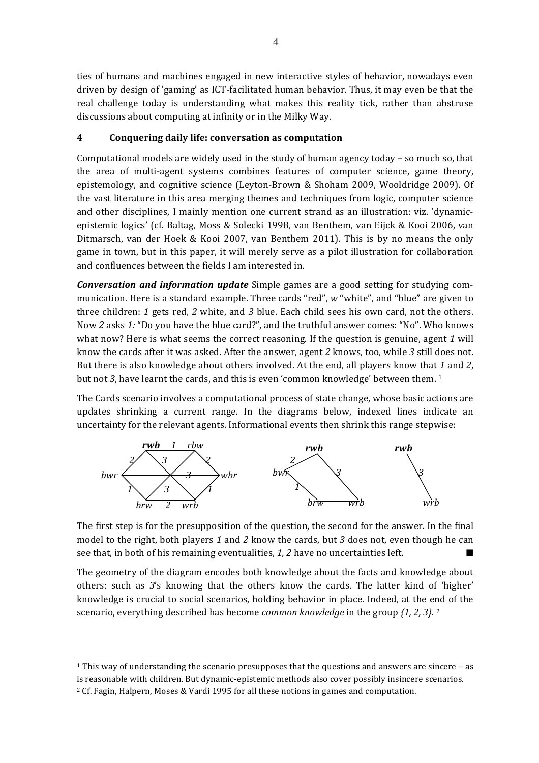ties of humans and machines engaged in new interactive styles of behavior, nowadays even driven by design of 'gaming' as ICT-facilitated human behavior. Thus, it may even be that the real challenge today is understanding what makes this reality tick, rather than abstruse discussions about computing at infinity or in the Milky Way.

## 4 Conquering daily life: conversation as computation

Computational models are widely used in the study of human agency today – so much so, that the area of multi-agent systems combines features of computer science, game theory, epistemology, and cognitive science (Leyton-Brown & Shoham 2009, Wooldridge 2009). Of the vast literature in this area merging themes and techniques from logic, computer science and other disciplines, I mainly mention one current strand as an illustration: viz. 'dynamic-epistemic logics' (cf. Baltag, Moss & Solecki 1998, van Benthem, van Eijck & Kooi 2006, van Ditmarsch, van der Hoek & Kooi 2007, van Benthem 2011). This is by no means the only game in town, but in this paper, it will merely serve as a pilot illustration for collaboration and confluences between the fields I am interested in.

***Conversation and information update*** Simple games are a good setting for studying communication. Here is a standard example. Three cards "red", *w* "white", and "blue" are given to three children: *1* gets red*, 2* white, and *3* blue. Each child sees his own card, not the others. Now *2* asks *1:* "Do you have the blue card?", and the truthful answer comes: "No". Who knows what now? Here is what seems the correct reasoning. If the question is genuine, agent *1* will know the cards after it was asked. After the answer, agent *2* knows, too, while *3* still does not. But there is also knowledge about others involved. At the end, all players know that *1* and *2*, but not *3*, have learnt the cards, and this is even 'common knowledge' between them. [1]

The Cards scenario involves a computational process of state change, whose basic actions are updates shrinking a current range. In the diagrams below, indexed lines indicate an uncertainty for the relevant agents. Informational events then shrink this range stepwise:

The first step is for the presupposition of the question, the second for the answer. In the final model to the right, both players *1* and *2* know the cards, but *3* does not, even though he can see that, in both of his remaining eventualities, *1, 2* have no uncertainties left. ■

The geometry of the diagram encodes both knowledge about the facts and knowledge about others: such as *3*'s knowing that the others know the cards. The latter kind of 'higher' knowledge is crucial to social scenarios, holding behavior in place. Indeed, at the end of the scenario, everything described has become *common knowledge* in the group *{1, 2, 3}*. [2]

---

[1] This way of understanding the scenario presupposes that the questions and answers are sincere – as is reasonable with children. But dynamic-epistemic methods also cover possibly insincere scenarios.

[2] Cf. Fagin, Halpern, Moses & Vardi 1995 for all these notions in games and computation.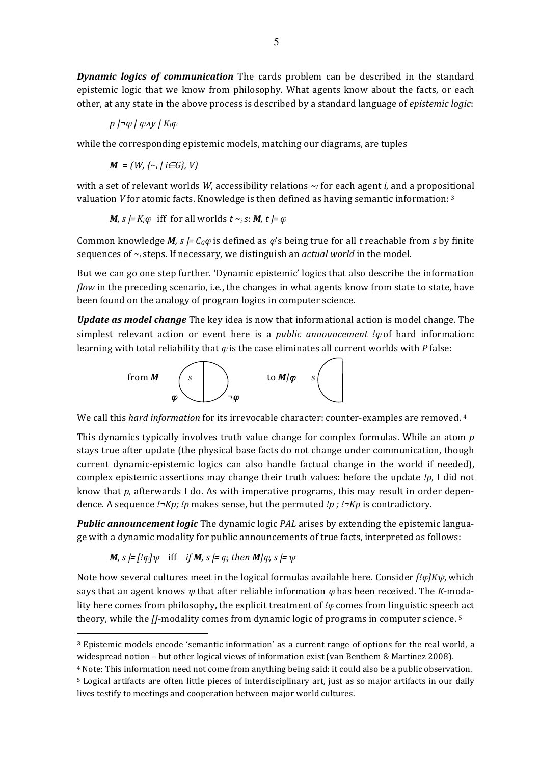***Dynamic logics of communication*** The cards problem can be described in the standard epistemic logic that we know from philosophy. What agents know about the facts, or each other, at any state in the above process is described by a standard language of *epistemic logic*:

$$p \mid \neg\varphi \mid \varphi\wedge y \mid K_i\varphi$$

while the corresponding epistemic models, matching our diagrams, are tuples

$$\boldsymbol{M} = (W, \{\sim_i \mid i\in G\}, V)$$

with a set of relevant worlds $W$, accessibility relations $\sim_I$ for each agent $i$, and a propositional valuation $V$ for atomic facts. Knowledge is then defined as having semantic information: [3]

$$\boldsymbol{M}, s \models K_i\varphi \quad \text{iff for all worlds } t \sim_i s\text{: } \boldsymbol{M}, t \models \varphi$$

Common knowledge $\boldsymbol{M}, s \models C_G\varphi$ is defined as $\varphi$'s being true for all $t$ reachable from $s$ by finite sequences of $\sim_i$ steps. If necessary, we distinguish an *actual world* in the model.

But we can go one step further. 'Dynamic epistemic' logics that also describe the information *flow* in the preceding scenario, i.e., the changes in what agents know from state to state, have been found on the analogy of program logics in computer science.

***Update as model change*** The key idea is now that informational action is model change. The simplest relevant action or event here is a *public announcement* $!\varphi$ of hard information: learning with total reliability that $\varphi$ is the case eliminates all current worlds with $P$ false:

from $\boldsymbol{M}$ [diagram: circle with $s$, divided into $\varphi$ and $\neg\varphi$] to $\boldsymbol{M}|\varphi$ [diagram: half circle with $s$]

We call this *hard information* for its irrevocable character: counter-examples are removed. [4]

This dynamics typically involves truth value change for complex formulas. While an atom $p$ stays true after update (the physical base facts do not change under communication, though current dynamic-epistemic logics can also handle factual change in the world if needed), complex epistemic assertions may change their truth values: before the update $!p$, I did not know that $p$, afterwards I do. As with imperative programs, this may result in order dependence. A sequence $!\neg Kp; !p$ makes sense, but the permuted $!p ; !\neg Kp$ is contradictory.

***Public announcement logic*** The dynamic logic *PAL* arises by extending the epistemic language with a dynamic modality for public announcements of true facts, interpreted as follows:

$$\boldsymbol{M}, s \models [!\varphi]\psi \quad \text{iff} \quad \textit{if } \boldsymbol{M}, s \models \varphi, \textit{ then } \boldsymbol{M}|\varphi, s \models \psi$$

Note how several cultures meet in the logical formulas available here. Consider $[!\varphi]K\psi$, which says that an agent knows $\psi$ that after reliable information $\varphi$ has been received. The $K$-modality here comes from philosophy, the explicit treatment of $!\varphi$ comes from linguistic speech act theory, while the $[]$-modality comes from dynamic logic of programs in computer science. [5]

---

[3] Epistemic models encode 'semantic information' as a current range of options for the real world, a widespread notion – but other logical views of information exist (van Benthem & Martinez 2008).

[4] Note: This information need not come from anything being said: it could also be a public observation.

[5] Logical artifacts are often little pieces of interdisciplinary art, just as so major artifacts in our daily lives testify to meetings and cooperation between major world cultures.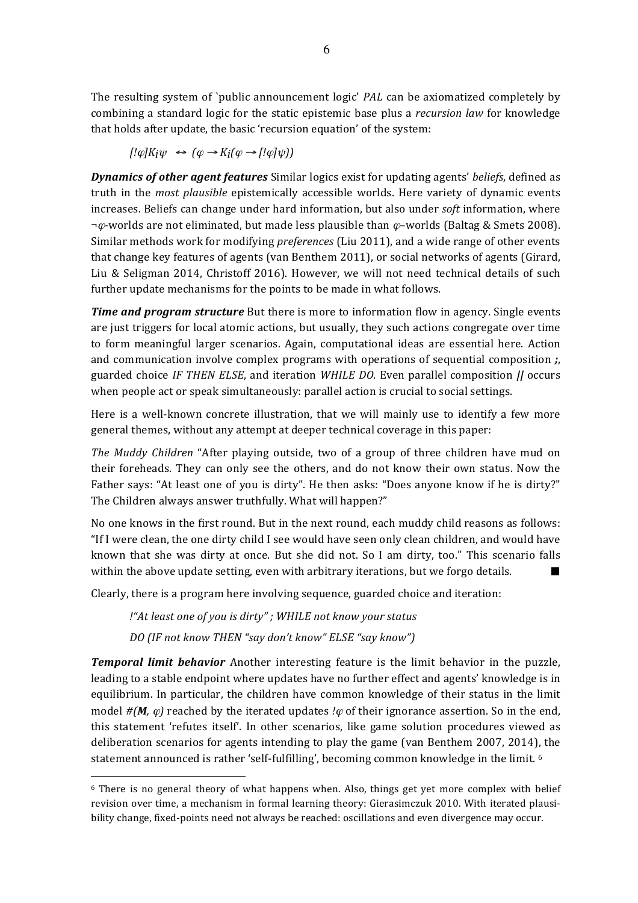The resulting system of `public announcement logic' *PAL* can be axiomatized completely by combining a standard logic for the static epistemic base plus a *recursion law* for knowledge that holds after update, the basic 'recursion equation' of the system:

$$[!\varphi]K_i\psi \;\leftrightarrow\; (\varphi \rightarrow K_i(\varphi \rightarrow [!\varphi]\psi))$$

***Dynamics of other agent features*** Similar logics exist for updating agents' *beliefs*, defined as truth in the *most plausible* epistemically accessible worlds. Here variety of dynamic events increases. Beliefs can change under hard information, but also under *soft* information, where $\neg\varphi$-worlds are not eliminated, but made less plausible than $\varphi$–worlds (Baltag & Smets 2008). Similar methods work for modifying *preferences* (Liu 2011), and a wide range of other events that change key features of agents (van Benthem 2011), or social networks of agents (Girard, Liu & Seligman 2014, Christoff 2016). However, we will not need technical details of such further update mechanisms for the points to be made in what follows.

***Time and program structure*** But there is more to information flow in agency. Single events are just triggers for local atomic actions, but usually, they such actions congregate over time to form meaningful larger scenarios. Again, computational ideas are essential here. Action and communication involve complex programs with operations of sequential composition ***;***, guarded choice *IF THEN ELSE*, and iteration *WHILE DO*. Even parallel composition ***||*** occurs when people act or speak simultaneously: parallel action is crucial to social settings.

Here is a well-known concrete illustration, that we will mainly use to identify a few more general themes, without any attempt at deeper technical coverage in this paper:

*The Muddy Children* "After playing outside, two of a group of three children have mud on their foreheads. They can only see the others, and do not know their own status. Now the Father says: "At least one of you is dirty". He then asks: "Does anyone know if he is dirty?" The Children always answer truthfully. What will happen?"

No one knows in the first round. But in the next round, each muddy child reasons as follows: "If I were clean, the one dirty child I see would have seen only clean children, and would have known that she was dirty at once. But she did not. So I am dirty, too." This scenario falls within the above update setting, even with arbitrary iterations, but we forgo details. ■

Clearly, there is a program here involving sequence, guarded choice and iteration:

*!"At least one of you is dirty" ; WHILE not know your status*

*DO (IF not know THEN "say don't know" ELSE "say know")*

***Temporal limit behavior*** Another interesting feature is the limit behavior in the puzzle, leading to a stable endpoint where updates have no further effect and agents' knowledge is in equilibrium. In particular, the children have common knowledge of their status in the limit model $\#(\boldsymbol{M}, \varphi)$ reached by the iterated updates $!\varphi$ of their ignorance assertion. So in the end, this statement 'refutes itself'. In other scenarios, like game solution procedures viewed as deliberation scenarios for agents intending to play the game (van Benthem 2007, 2014), the statement announced is rather 'self-fulfilling', becoming common knowledge in the limit. [6]

---

[6] There is no general theory of what happens when. Also, things get yet more complex with belief revision over time, a mechanism in formal learning theory: Gierasimczuk 2010. With iterated plausibility change, fixed-points need not always be reached: oscillations and even divergence may occur.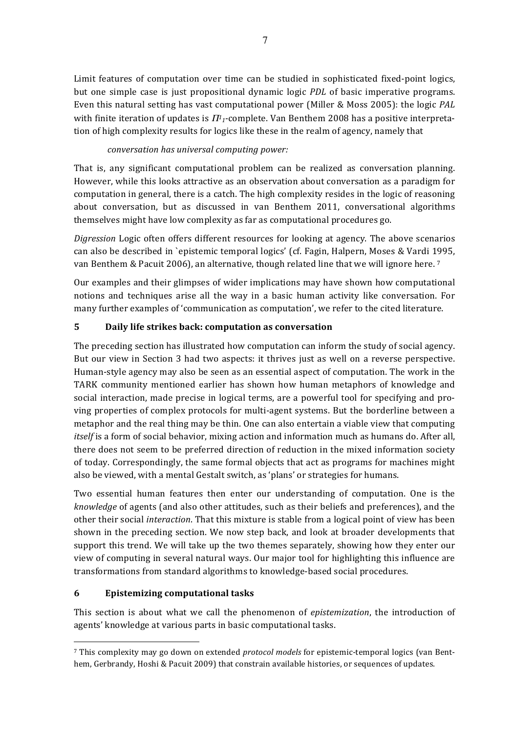Limit features of computation over time can be studied in sophisticated fixed-point logics, but one simple case is just propositional dynamic logic *PDL* of basic imperative programs. Even this natural setting has vast computational power (Miller & Moss 2005): the logic *PAL* with finite iteration of updates is $\Pi^1_1$-complete. Van Benthem 2008 has a positive interpretation of high complexity results for logics like these in the realm of agency, namely that

*conversation has universal computing power:*

That is, any significant computational problem can be realized as conversation planning. However, while this looks attractive as an observation about conversation as a paradigm for computation in general, there is a catch. The high complexity resides in the logic of reasoning about conversation, but as discussed in van Benthem 2011, conversational algorithms themselves might have low complexity as far as computational procedures go.

*Digression* Logic often offers different resources for looking at agency. The above scenarios can also be described in `epistemic temporal logics' (cf. Fagin, Halpern, Moses & Vardi 1995, van Benthem & Pacuit 2006), an alternative, though related line that we will ignore here. [7]

Our examples and their glimpses of wider implications may have shown how computational notions and techniques arise all the way in a basic human activity like conversation. For many further examples of 'communication as computation', we refer to the cited literature.

## 5 Daily life strikes back: computation as conversation

The preceding section has illustrated how computation can inform the study of social agency. But our view in Section 3 had two aspects: it thrives just as well on a reverse perspective. Human-style agency may also be seen as an essential aspect of computation. The work in the TARK community mentioned earlier has shown how human metaphors of knowledge and social interaction, made precise in logical terms, are a powerful tool for specifying and proving properties of complex protocols for multi-agent systems. But the borderline between a metaphor and the real thing may be thin. One can also entertain a viable view that computing *itself* is a form of social behavior, mixing action and information much as humans do. After all, there does not seem to be preferred direction of reduction in the mixed information society of today. Correspondingly, the same formal objects that act as programs for machines might also be viewed, with a mental Gestalt switch, as 'plans' or strategies for humans.

Two essential human features then enter our understanding of computation. One is the *knowledge* of agents (and also other attitudes, such as their beliefs and preferences), and the other their social *interaction*. That this mixture is stable from a logical point of view has been shown in the preceding section. We now step back, and look at broader developments that support this trend. We will take up the two themes separately, showing how they enter our view of computing in several natural ways. Our major tool for highlighting this influence are transformations from standard algorithms to knowledge-based social procedures.

## 6 Epistemizing computational tasks

This section is about what we call the phenomenon of *epistemization*, the introduction of agents' knowledge at various parts in basic computational tasks.

---

[7] This complexity may go down on extended *protocol models* for epistemic-temporal logics (van Benthem, Gerbrandy, Hoshi & Pacuit 2009) that constrain available histories, or sequences of updates.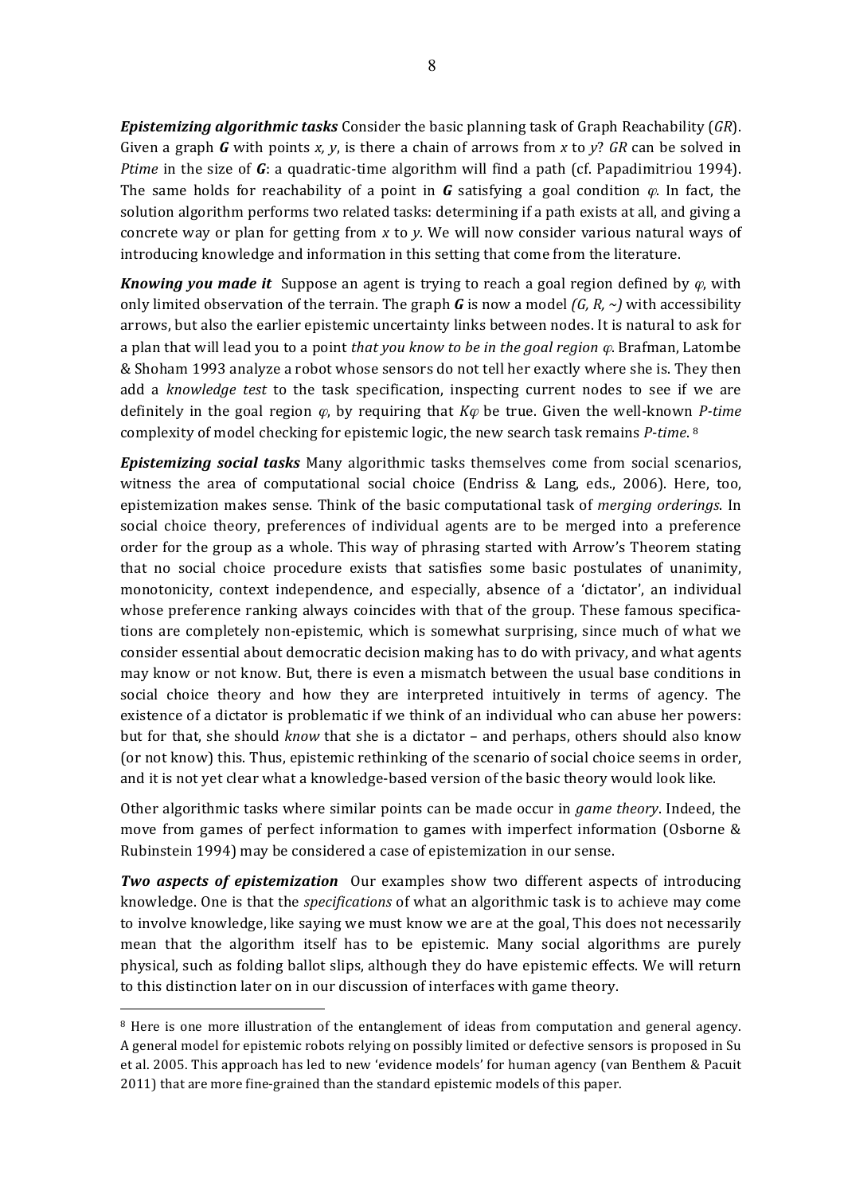***Epistemizing algorithmic tasks*** Consider the basic planning task of Graph Reachability (*GR*). Given a graph ***G*** with points *x, y*, is there a chain of arrows from *x* to *y*? *GR* can be solved in *Ptime* in the size of ***G***: a quadratic-time algorithm will find a path (cf. Papadimitriou 1994). The same holds for reachability of a point in ***G*** satisfying a goal condition $\varphi$. In fact, the solution algorithm performs two related tasks: determining if a path exists at all, and giving a concrete way or plan for getting from *x* to *y*. We will now consider various natural ways of introducing knowledge and information in this setting that come from the literature.

***Knowing you made it*** Suppose an agent is trying to reach a goal region defined by $\varphi$, with only limited observation of the terrain. The graph ***G*** is now a model *(G, R, ~)* with accessibility arrows, but also the earlier epistemic uncertainty links between nodes. It is natural to ask for a plan that will lead you to a point *that you know to be in the goal region* $\varphi$. Brafman, Latombe & Shoham 1993 analyze a robot whose sensors do not tell her exactly where she is. They then add a *knowledge test* to the task specification, inspecting current nodes to see if we are definitely in the goal region $\varphi$, by requiring that $K\varphi$ be true. Given the well-known *P-time* complexity of model checking for epistemic logic, the new search task remains *P-time*. [8]

***Epistemizing social tasks*** Many algorithmic tasks themselves come from social scenarios, witness the area of computational social choice (Endriss & Lang, eds., 2006). Here, too, epistemization makes sense. Think of the basic computational task of *merging orderings*. In social choice theory, preferences of individual agents are to be merged into a preference order for the group as a whole. This way of phrasing started with Arrow's Theorem stating that no social choice procedure exists that satisfies some basic postulates of unanimity, monotonicity, context independence, and especially, absence of a 'dictator', an individual whose preference ranking always coincides with that of the group. These famous specifications are completely non-epistemic, which is somewhat surprising, since much of what we consider essential about democratic decision making has to do with privacy, and what agents may know or not know. But, there is even a mismatch between the usual base conditions in social choice theory and how they are interpreted intuitively in terms of agency. The existence of a dictator is problematic if we think of an individual who can abuse her powers: but for that, she should *know* that she is a dictator – and perhaps, others should also know (or not know) this. Thus, epistemic rethinking of the scenario of social choice seems in order, and it is not yet clear what a knowledge-based version of the basic theory would look like.

Other algorithmic tasks where similar points can be made occur in *game theory*. Indeed, the move from games of perfect information to games with imperfect information (Osborne & Rubinstein 1994) may be considered a case of epistemization in our sense.

***Two aspects of epistemization*** Our examples show two different aspects of introducing knowledge. One is that the *specifications* of what an algorithmic task is to achieve may come to involve knowledge, like saying we must know we are at the goal, This does not necessarily mean that the algorithm itself has to be epistemic. Many social algorithms are purely physical, such as folding ballot slips, although they do have epistemic effects. We will return to this distinction later on in our discussion of interfaces with game theory.

---

[8] Here is one more illustration of the entanglement of ideas from computation and general agency. A general model for epistemic robots relying on possibly limited or defective sensors is proposed in Su et al. 2005. This approach has led to new 'evidence models' for human agency (van Benthem & Pacuit 2011) that are more fine-grained than the standard epistemic models of this paper.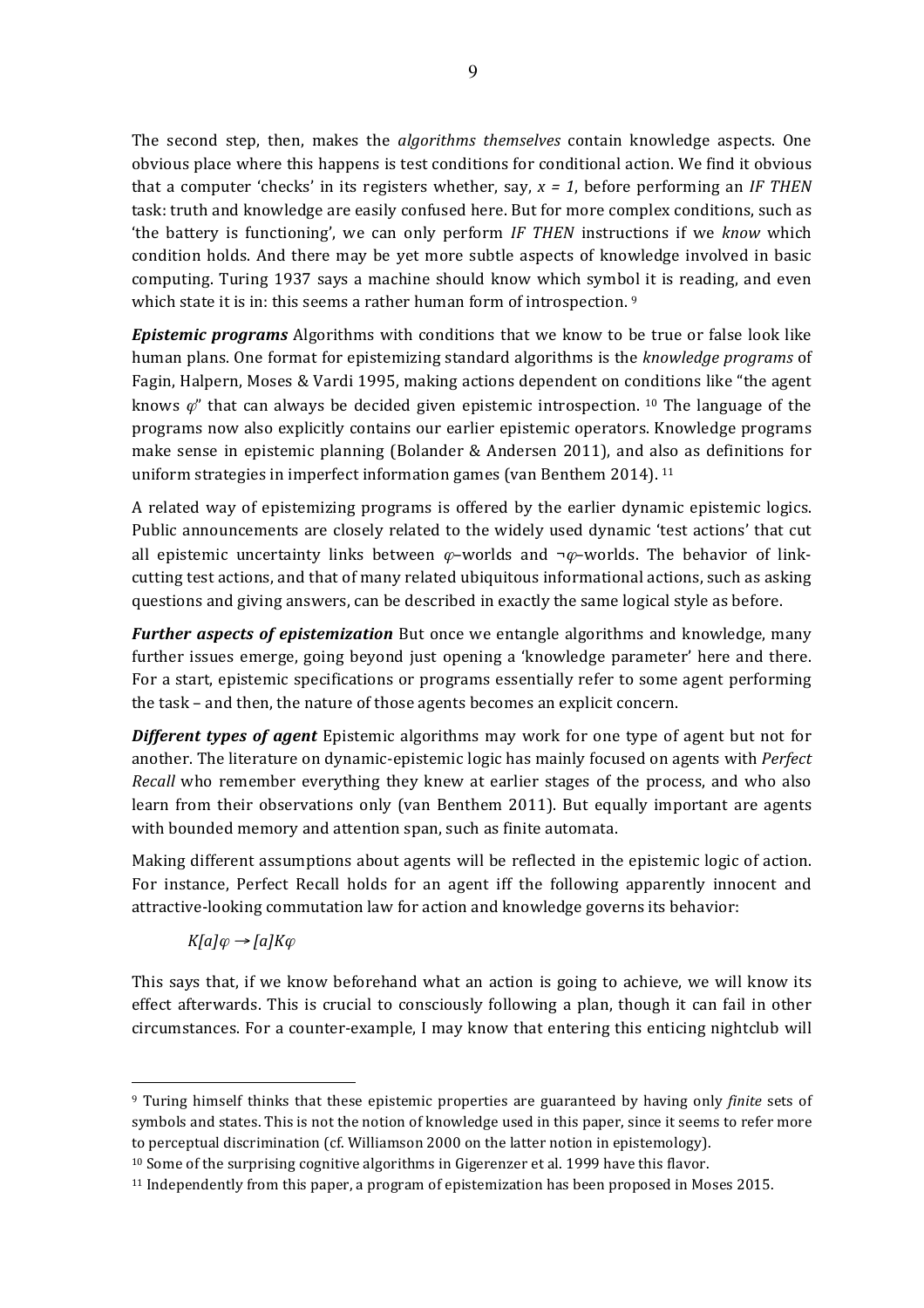The second step, then, makes the *algorithms themselves* contain knowledge aspects. One obvious place where this happens is test conditions for conditional action. We find it obvious that a computer 'checks' in its registers whether, say, $x = 1$, before performing an *IF THEN* task: truth and knowledge are easily confused here. But for more complex conditions, such as 'the battery is functioning', we can only perform *IF THEN* instructions if we *know* which condition holds. And there may be yet more subtle aspects of knowledge involved in basic computing. Turing 1937 says a machine should know which symbol it is reading, and even which state it is in: this seems a rather human form of introspection. [9]

***Epistemic programs*** Algorithms with conditions that we know to be true or false look like human plans. One format for epistemizing standard algorithms is the *knowledge programs* of Fagin, Halpern, Moses & Vardi 1995, making actions dependent on conditions like "the agent knows $\varphi$" that can always be decided given epistemic introspection. [10] The language of the programs now also explicitly contains our earlier epistemic operators. Knowledge programs make sense in epistemic planning (Bolander & Andersen 2011), and also as definitions for uniform strategies in imperfect information games (van Benthem 2014). [11]

A related way of epistemizing programs is offered by the earlier dynamic epistemic logics. Public announcements are closely related to the widely used dynamic 'test actions' that cut all epistemic uncertainty links between $\varphi$–worlds and $\neg\varphi$–worlds. The behavior of link-cutting test actions, and that of many related ubiquitous informational actions, such as asking questions and giving answers, can be described in exactly the same logical style as before.

***Further aspects of epistemization*** But once we entangle algorithms and knowledge, many further issues emerge, going beyond just opening a 'knowledge parameter' here and there. For a start, epistemic specifications or programs essentially refer to some agent performing the task – and then, the nature of those agents becomes an explicit concern.

***Different types of agent*** Epistemic algorithms may work for one type of agent but not for another. The literature on dynamic-epistemic logic has mainly focused on agents with *Perfect Recall* who remember everything they knew at earlier stages of the process, and who also learn from their observations only (van Benthem 2011). But equally important are agents with bounded memory and attention span, such as finite automata.

Making different assumptions about agents will be reflected in the epistemic logic of action. For instance, Perfect Recall holds for an agent iff the following apparently innocent and attractive-looking commutation law for action and knowledge governs its behavior:

$$K[a]\varphi \rightarrow [a]K\varphi$$

This says that, if we know beforehand what an action is going to achieve, we will know its effect afterwards. This is crucial to consciously following a plan, though it can fail in other circumstances. For a counter-example, I may know that entering this enticing nightclub will

---

[9] Turing himself thinks that these epistemic properties are guaranteed by having only *finite* sets of symbols and states. This is not the notion of knowledge used in this paper, since it seems to refer more to perceptual discrimination (cf. Williamson 2000 on the latter notion in epistemology).

[10] Some of the surprising cognitive algorithms in Gigerenzer et al. 1999 have this flavor.

[11] Independently from this paper, a program of epistemization has been proposed in Moses 2015.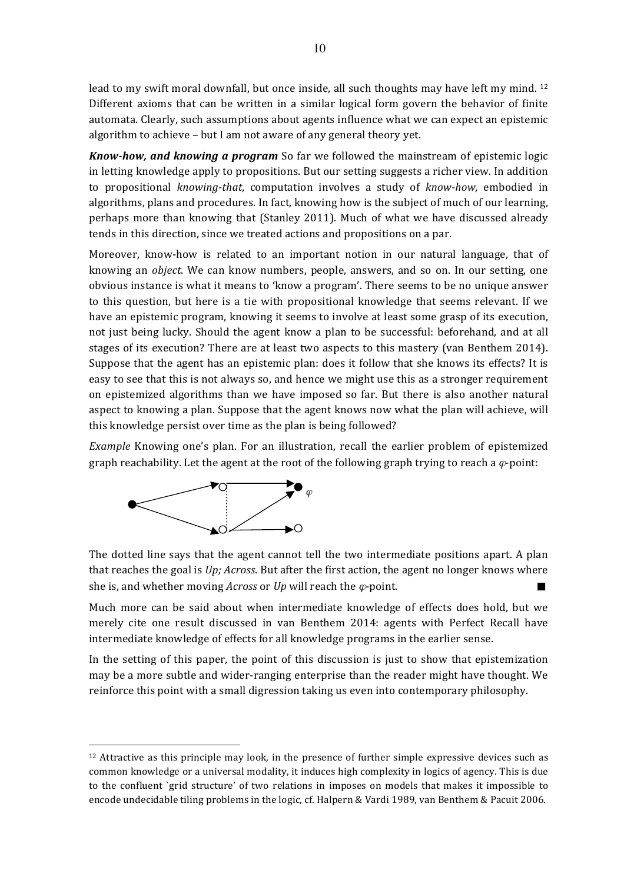lead to my swift moral downfall, but once inside, all such thoughts may have left my mind. [12] Different axioms that can be written in a similar logical form govern the behavior of finite automata. Clearly, such assumptions about agents influence what we can expect an epistemic algorithm to achieve – but I am not aware of any general theory yet.

***Know-how, and knowing a program*** So far we followed the mainstream of epistemic logic in letting knowledge apply to propositions. But our setting suggests a richer view. In addition to propositional *knowing-that*, computation involves a study of *know-how,* embodied in algorithms, plans and procedures. In fact, knowing how is the subject of much of our learning, perhaps more than knowing that (Stanley 2011). Much of what we have discussed already tends in this direction, since we treated actions and propositions on a par.

Moreover, know-how is related to an important notion in our natural language, that of knowing an *object*. We can know numbers, people, answers, and so on. In our setting, one obvious instance is what it means to 'know a program'. There seems to be no unique answer to this question, but here is a tie with propositional knowledge that seems relevant. If we have an epistemic program, knowing it seems to involve at least some grasp of its execution, not just being lucky. Should the agent know a plan to be successful: beforehand, and at all stages of its execution? There are at least two aspects to this mastery (van Benthem 2014). Suppose that the agent has an epistemic plan: does it follow that she knows its effects? It is easy to see that this is not always so, and hence we might use this as a stronger requirement on epistemized algorithms than we have imposed so far. But there is also another natural aspect to knowing a plan. Suppose that the agent knows now what the plan will achieve, will this knowledge persist over time as the plan is being followed?

*Example* Knowing one's plan. For an illustration, recall the earlier problem of epistemized graph reachability. Let the agent at the root of the following graph trying to reach a $\varphi$-point:

The dotted line says that the agent cannot tell the two intermediate positions apart. A plan that reaches the goal is *Up; Across*. But after the first action, the agent no longer knows where she is, and whether moving *Across* or *Up* will reach the $\varphi$-point. ■

Much more can be said about when intermediate knowledge of effects does hold, but we merely cite one result discussed in van Benthem 2014: agents with Perfect Recall have intermediate knowledge of effects for all knowledge programs in the earlier sense.

In the setting of this paper, the point of this discussion is just to show that epistemization may be a more subtle and wider-ranging enterprise than the reader might have thought. We reinforce this point with a small digression taking us even into contemporary philosophy.

---

[12] Attractive as this principle may look, in the presence of further simple expressive devices such as common knowledge or a universal modality, it induces high complexity in logics of agency. This is due to the confluent `grid structure' of two relations in imposes on models that makes it impossible to encode undecidable tiling problems in the logic, cf. Halpern & Vardi 1989, van Benthem & Pacuit 2006.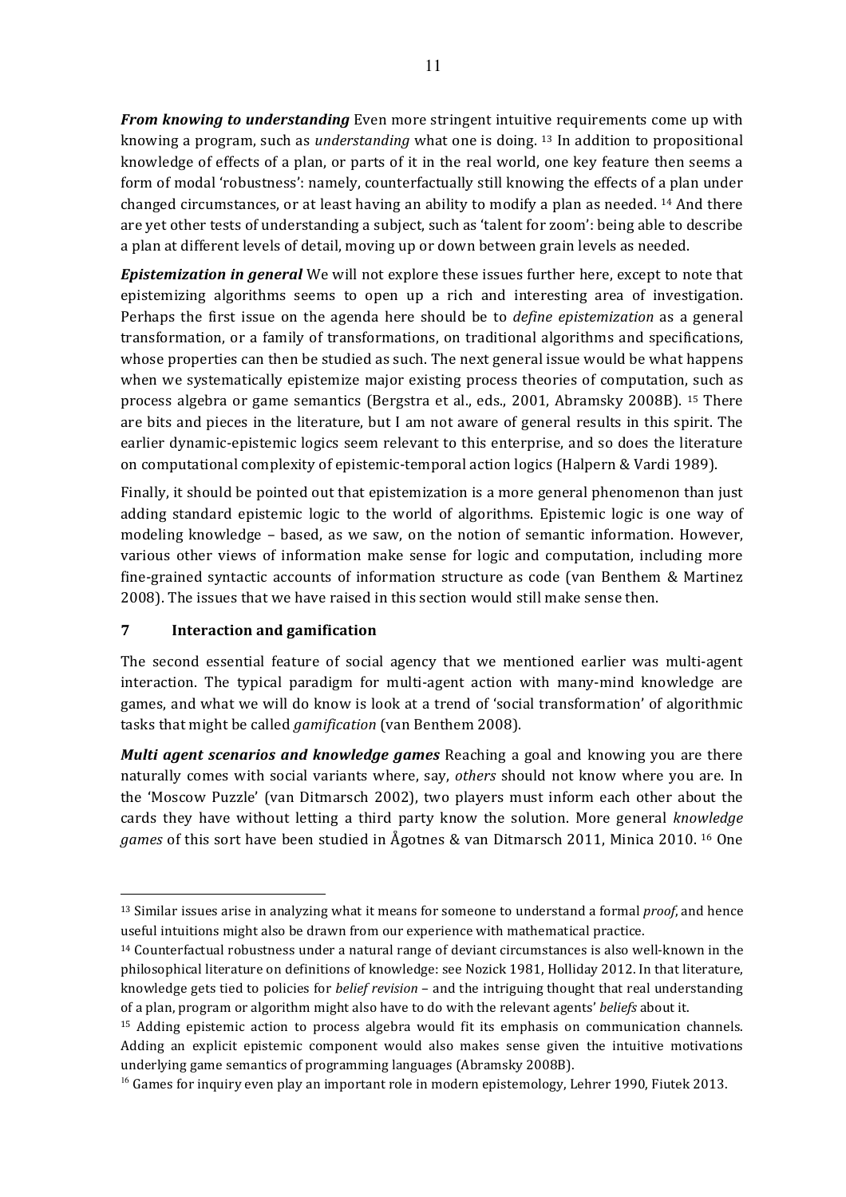***From knowing to understanding*** Even more stringent intuitive requirements come up with knowing a program, such as *understanding* what one is doing. [13] In addition to propositional knowledge of effects of a plan, or parts of it in the real world, one key feature then seems a form of modal 'robustness': namely, counterfactually still knowing the effects of a plan under changed circumstances, or at least having an ability to modify a plan as needed. [14] And there are yet other tests of understanding a subject, such as 'talent for zoom': being able to describe a plan at different levels of detail, moving up or down between grain levels as needed.

***Epistemization in general*** We will not explore these issues further here, except to note that epistemizing algorithms seems to open up a rich and interesting area of investigation. Perhaps the first issue on the agenda here should be to *define epistemization* as a general transformation, or a family of transformations, on traditional algorithms and specifications, whose properties can then be studied as such. The next general issue would be what happens when we systematically epistemize major existing process theories of computation, such as process algebra or game semantics (Bergstra et al., eds., 2001, Abramsky 2008B). [15] There are bits and pieces in the literature, but I am not aware of general results in this spirit. The earlier dynamic-epistemic logics seem relevant to this enterprise, and so does the literature on computational complexity of epistemic-temporal action logics (Halpern & Vardi 1989).

Finally, it should be pointed out that epistemization is a more general phenomenon than just adding standard epistemic logic to the world of algorithms. Epistemic logic is one way of modeling knowledge – based, as we saw, on the notion of semantic information. However, various other views of information make sense for logic and computation, including more fine-grained syntactic accounts of information structure as code (van Benthem & Martinez 2008). The issues that we have raised in this section would still make sense then.

## 7 Interaction and gamification

The second essential feature of social agency that we mentioned earlier was multi-agent interaction. The typical paradigm for multi-agent action with many-mind knowledge are games, and what we will do know is look at a trend of 'social transformation' of algorithmic tasks that might be called *gamification* (van Benthem 2008).

***Multi agent scenarios and knowledge games*** Reaching a goal and knowing you are there naturally comes with social variants where, say, *others* should not know where you are. In the 'Moscow Puzzle' (van Ditmarsch 2002), two players must inform each other about the cards they have without letting a third party know the solution. More general *knowledge games* of this sort have been studied in Ågotnes & van Ditmarsch 2011, Minica 2010. [16] One

---

[13] Similar issues arise in analyzing what it means for someone to understand a formal *proof*, and hence useful intuitions might also be drawn from our experience with mathematical practice.

[14] Counterfactual robustness under a natural range of deviant circumstances is also well-known in the philosophical literature on definitions of knowledge: see Nozick 1981, Holliday 2012. In that literature, knowledge gets tied to policies for *belief revision* – and the intriguing thought that real understanding of a plan, program or algorithm might also have to do with the relevant agents' *beliefs* about it.

[15] Adding epistemic action to process algebra would fit its emphasis on communication channels. Adding an explicit epistemic component would also make sense given the intuitive motivations underlying game semantics of programming languages (Abramsky 2008B).

[16] Games for inquiry even play an important role in modern epistemology, Lehrer 1990, Fiutek 2013.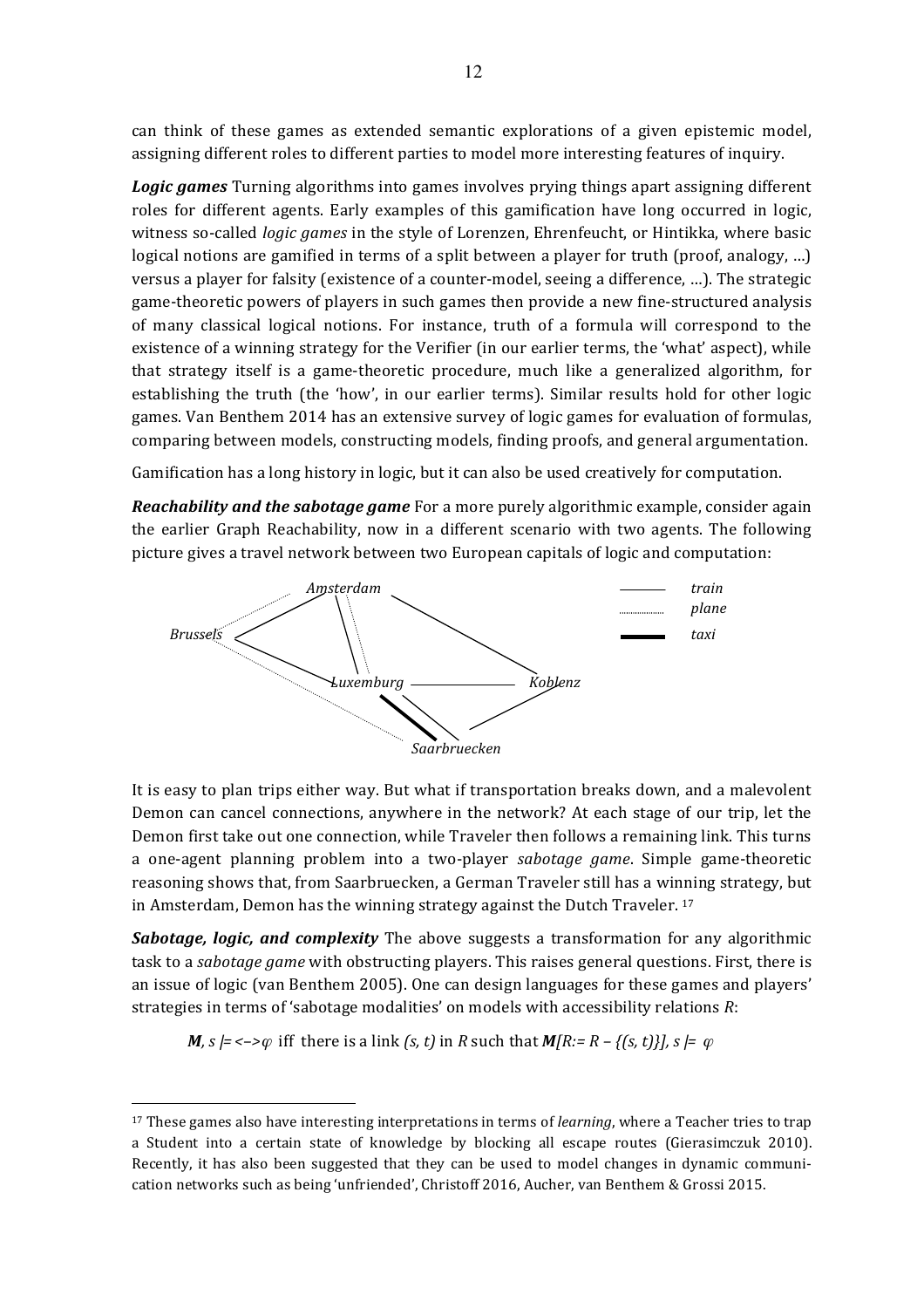can think of these games as extended semantic explorations of a given epistemic model, assigning different roles to different parties to model more interesting features of inquiry.

***Logic games*** Turning algorithms into games involves prying things apart assigning different roles for different agents. Early examples of this gamification have long occurred in logic, witness so-called *logic games* in the style of Lorenzen, Ehrenfeucht, or Hintikka, where basic logical notions are gamified in terms of a split between a player for truth (proof, analogy, …) versus a player for falsity (existence of a counter-model, seeing a difference, …). The strategic game-theoretic powers of players in such games then provide a new fine-structured analysis of many classical logical notions. For instance, truth of a formula will correspond to the existence of a winning strategy for the Verifier (in our earlier terms, the 'what' aspect), while that strategy itself is a game-theoretic procedure, much like a generalized algorithm, for establishing the truth (the 'how', in our earlier terms). Similar results hold for other logic games. Van Benthem 2014 has an extensive survey of logic games for evaluation of formulas, comparing between models, constructing models, finding proofs, and general argumentation.

Gamification has a long history in logic, but it can also be used creatively for computation.

***Reachability and the sabotage game*** For a more purely algorithmic example, consider again the earlier Graph Reachability, now in a different scenario with two agents. The following picture gives a travel network between two European capitals of logic and computation:

*Amsterdam*, *Brussels*, *Luxemburg*, *Koblenz*, *Saarbruecken* — *train*, *plane*, *taxi*

It is easy to plan trips either way. But what if transportation breaks down, and a malevolent Demon can cancel connections, anywhere in the network? At each stage of our trip, let the Demon first take out one connection, while Traveler then follows a remaining link. This turns a one-agent planning problem into a two-player *sabotage game*. Simple game-theoretic reasoning shows that, from Saarbruecken, a German Traveler still has a winning strategy, but in Amsterdam, Demon has the winning strategy against the Dutch Traveler. [17]

***Sabotage, logic, and complexity*** The above suggests a transformation for any algorithmic task to a *sabotage game* with obstructing players. This raises general questions. First, there is an issue of logic (van Benthem 2005). One can design languages for these games and players' strategies in terms of 'sabotage modalities' on models with accessibility relations $R$:

$$\boldsymbol{M}, s \models \langle - \rangle \varphi \text{ iff there is a link } (s, t) \text{ in } R \text{ such that } \boldsymbol{M}[R := R - \{(s, t)\}], s \models \varphi$$

---

[17] These games also have interesting interpretations in terms of *learning*, where a Teacher tries to trap a Student into a certain state of knowledge by blocking all escape routes (Gierasimczuk 2010). Recently, it has also been suggested that they can be used to model changes in dynamic communication networks such as being 'unfriended', Christoff 2016, Aucher, van Benthem & Grossi 2015.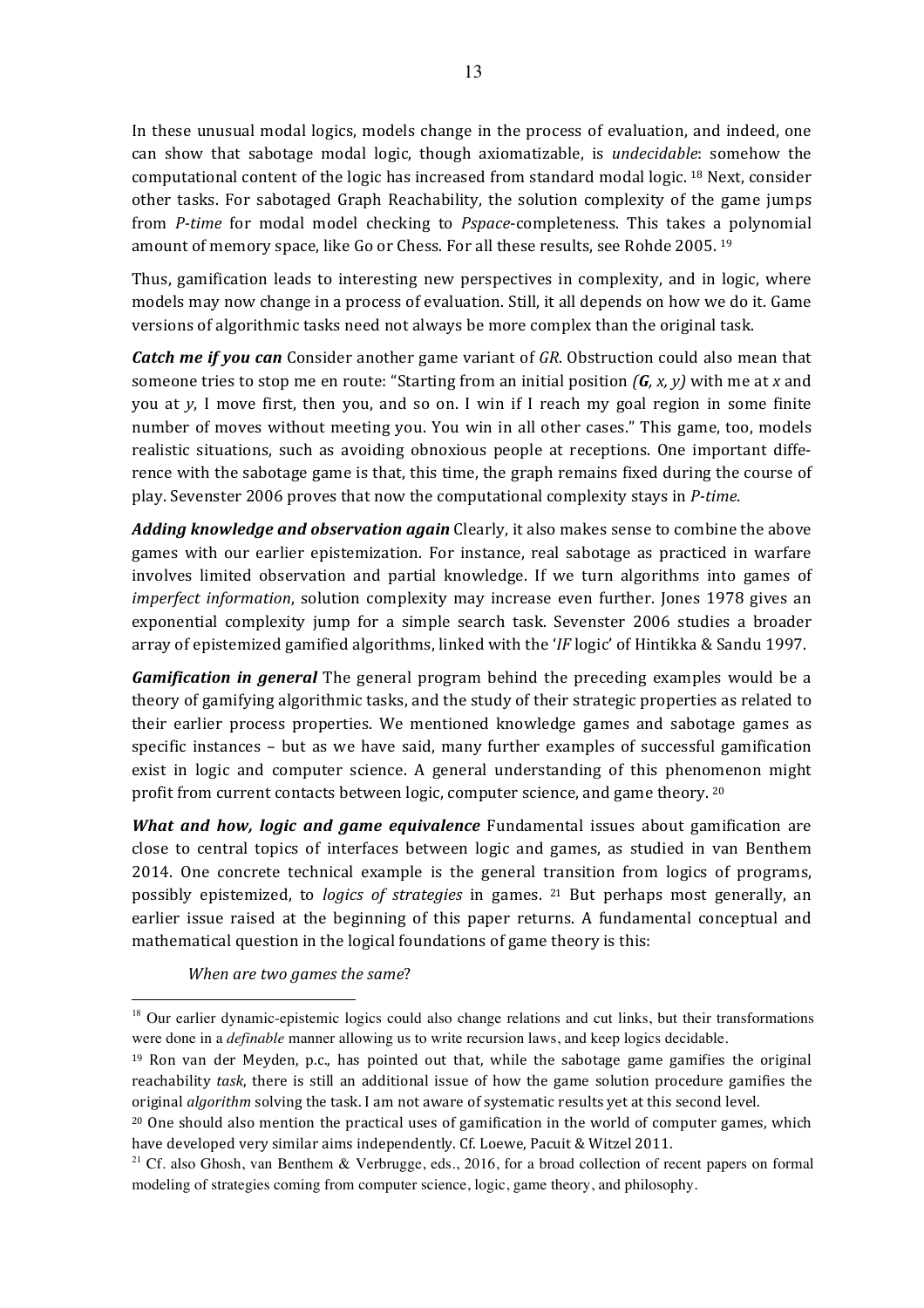In these unusual modal logics, models change in the process of evaluation, and indeed, one can show that sabotage modal logic, though axiomatizable, is *undecidable*: somehow the computational content of the logic has increased from standard modal logic. [18] Next, consider other tasks. For sabotaged Graph Reachability, the solution complexity of the game jumps from *P-time* for modal model checking to *Pspace*-completeness. This takes a polynomial amount of memory space, like Go or Chess. For all these results, see Rohde 2005. [19]

Thus, gamification leads to interesting new perspectives in complexity, and in logic, where models may now change in a process of evaluation. Still, it all depends on how we do it. Game versions of algorithmic tasks need not always be more complex than the original task.

***Catch me if you can*** Consider another game variant of *GR*. Obstruction could also mean that someone tries to stop me en route: "Starting from an initial position ***(G**, x, y)* with me at *x* and you at *y*, I move first, then you, and so on. I win if I reach my goal region in some finite number of moves without meeting you. You win in all other cases." This game, too, models realistic situations, such as avoiding obnoxious people at receptions. One important difference with the sabotage game is that, this time, the graph remains fixed during the course of play. Sevenster 2006 proves that now the computational complexity stays in *P-time*.

***Adding knowledge and observation again*** Clearly, it also makes sense to combine the above games with our earlier epistemization. For instance, real sabotage as practiced in warfare involves limited observation and partial knowledge. If we turn algorithms into games of *imperfect information*, solution complexity may increase even further. Jones 1978 gives an exponential complexity jump for a simple search task. Sevenster 2006 studies a broader array of epistemized gamified algorithms, linked with the '*IF* logic' of Hintikka & Sandu 1997.

***Gamification in general*** The general program behind the preceding examples would be a theory of gamifying algorithmic tasks, and the study of their strategic properties as related to their earlier process properties. We mentioned knowledge games and sabotage games as specific instances – but as we have said, many further examples of successful gamification exist in logic and computer science. A general understanding of this phenomenon might profit from current contacts between logic, computer science, and game theory. [20]

***What and how, logic and game equivalence*** Fundamental issues about gamification are close to central topics of interfaces between logic and games, as studied in van Benthem 2014. One concrete technical example is the general transition from logics of programs, possibly epistemized, to *logics of strategies* in games. [21] But perhaps most generally, an earlier issue raised at the beginning of this paper returns. A fundamental conceptual and mathematical question in the logical foundations of game theory is this:

> *When are two games the same*?

---

[18] Our earlier dynamic-epistemic logics could also change relations and cut links, but their transformations were done in a *definable* manner allowing us to write recursion laws, and keep logics decidable.

[19] Ron van der Meyden, p.c., has pointed out that, while the sabotage game gamifies the original reachability *task*, there is still an additional issue of how the game solution procedure gamifies the original *algorithm* solving the task. I am not aware of systematic results yet at this second level.

[20] One should also mention the practical uses of gamification in the world of computer games, which have developed very similar aims independently. Cf. Loewe, Pacuit & Witzel 2011.

[21] Cf. also Ghosh, van Benthem & Verbrugge, eds., 2016, for a broad collection of recent papers on formal modeling of strategies coming from computer science, logic, game theory, and philosophy.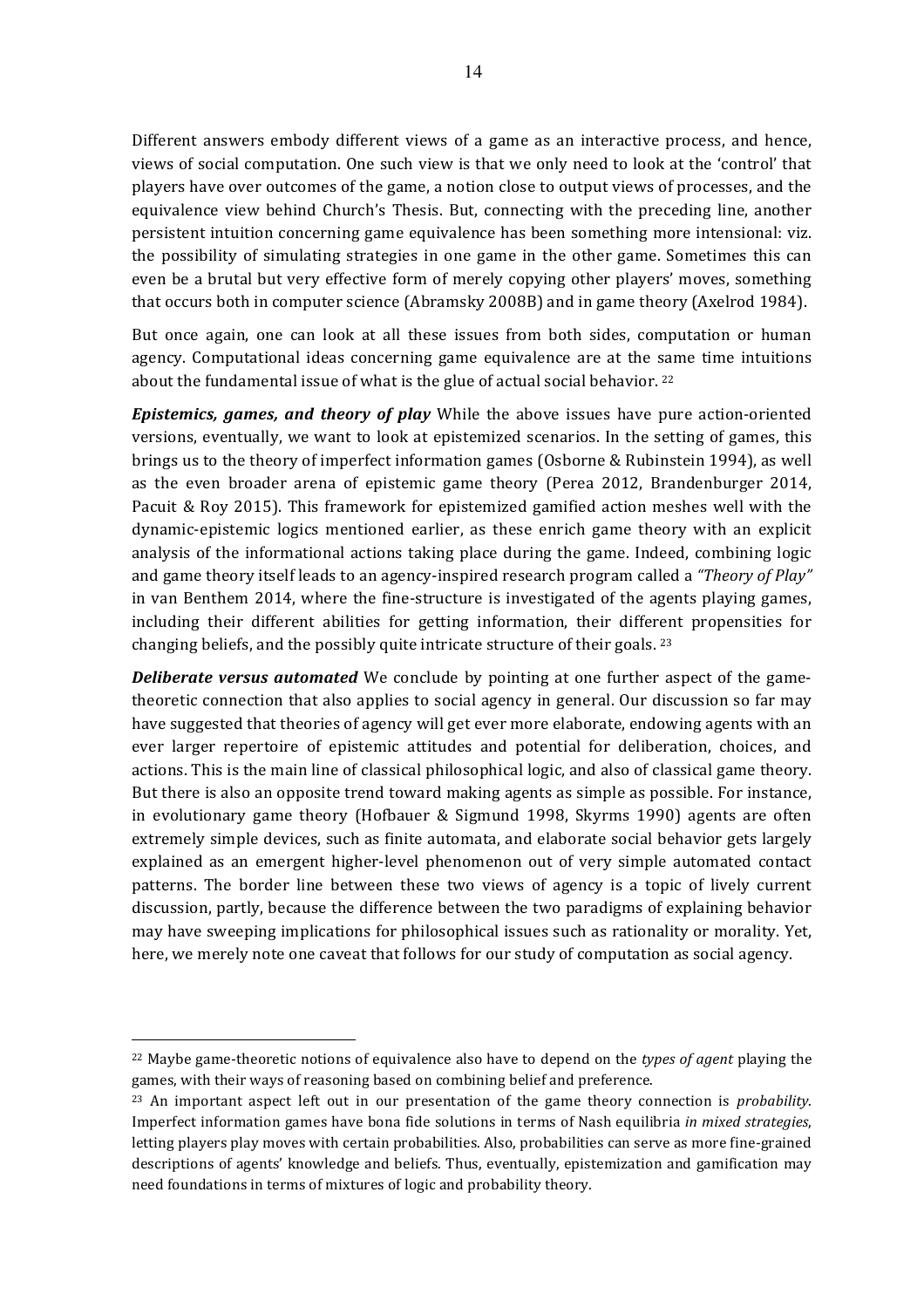Different answers embody different views of a game as an interactive process, and hence, views of social computation. One such view is that we only need to look at the 'control' that players have over outcomes of the game, a notion close to output views of processes, and the equivalence view behind Church's Thesis. But, connecting with the preceding line, another persistent intuition concerning game equivalence has been something more intensional: viz. the possibility of simulating strategies in one game in the other game. Sometimes this can even be a brutal but very effective form of merely copying other players' moves, something that occurs both in computer science (Abramsky 2008B) and in game theory (Axelrod 1984).

But once again, one can look at all these issues from both sides, computation or human agency. Computational ideas concerning game equivalence are at the same time intuitions about the fundamental issue of what is the glue of actual social behavior. [22]

***Epistemics, games, and theory of play*** While the above issues have pure action-oriented versions, eventually, we want to look at epistemized scenarios. In the setting of games, this brings us to the theory of imperfect information games (Osborne & Rubinstein 1994), as well as the even broader arena of epistemic game theory (Perea 2012, Brandenburger 2014, Pacuit & Roy 2015). This framework for epistemized gamified action meshes well with the dynamic-epistemic logics mentioned earlier, as these enrich game theory with an explicit analysis of the informational actions taking place during the game. Indeed, combining logic and game theory itself leads to an agency-inspired research program called a *"Theory of Play"* in van Benthem 2014, where the fine-structure is investigated of the agents playing games, including their different abilities for getting information, their different propensities for changing beliefs, and the possibly quite intricate structure of their goals. [23]

***Deliberate versus automated*** We conclude by pointing at one further aspect of the game-theoretic connection that also applies to social agency in general. Our discussion so far may have suggested that theories of agency will get ever more elaborate, endowing agents with an ever larger repertoire of epistemic attitudes and potential for deliberation, choices, and actions. This is the main line of classical philosophical logic, and also of classical game theory. But there is also an opposite trend toward making agents as simple as possible. For instance, in evolutionary game theory (Hofbauer & Sigmund 1998, Skyrms 1990) agents are often extremely simple devices, such as finite automata, and elaborate social behavior gets largely explained as an emergent higher-level phenomenon out of very simple automated contact patterns. The border line between these two views of agency is a topic of lively current discussion, partly, because the difference between the two paradigms of explaining behavior may have sweeping implications for philosophical issues such as rationality or morality. Yet, here, we merely note one caveat that follows for our study of computation as social agency.

---

[22] Maybe game-theoretic notions of equivalence also have to depend on the *types of agent* playing the games, with their ways of reasoning based on combining belief and preference.

[23] An important aspect left out in our presentation of the game theory connection is *probability*. Imperfect information games have bona fide solutions in terms of Nash equilibria *in mixed strategies*, letting players play moves with certain probabilities. Also, probabilities can serve as more fine-grained descriptions of agents' knowledge and beliefs. Thus, eventually, epistemization and gamification may need foundations in terms of mixtures of logic and probability theory.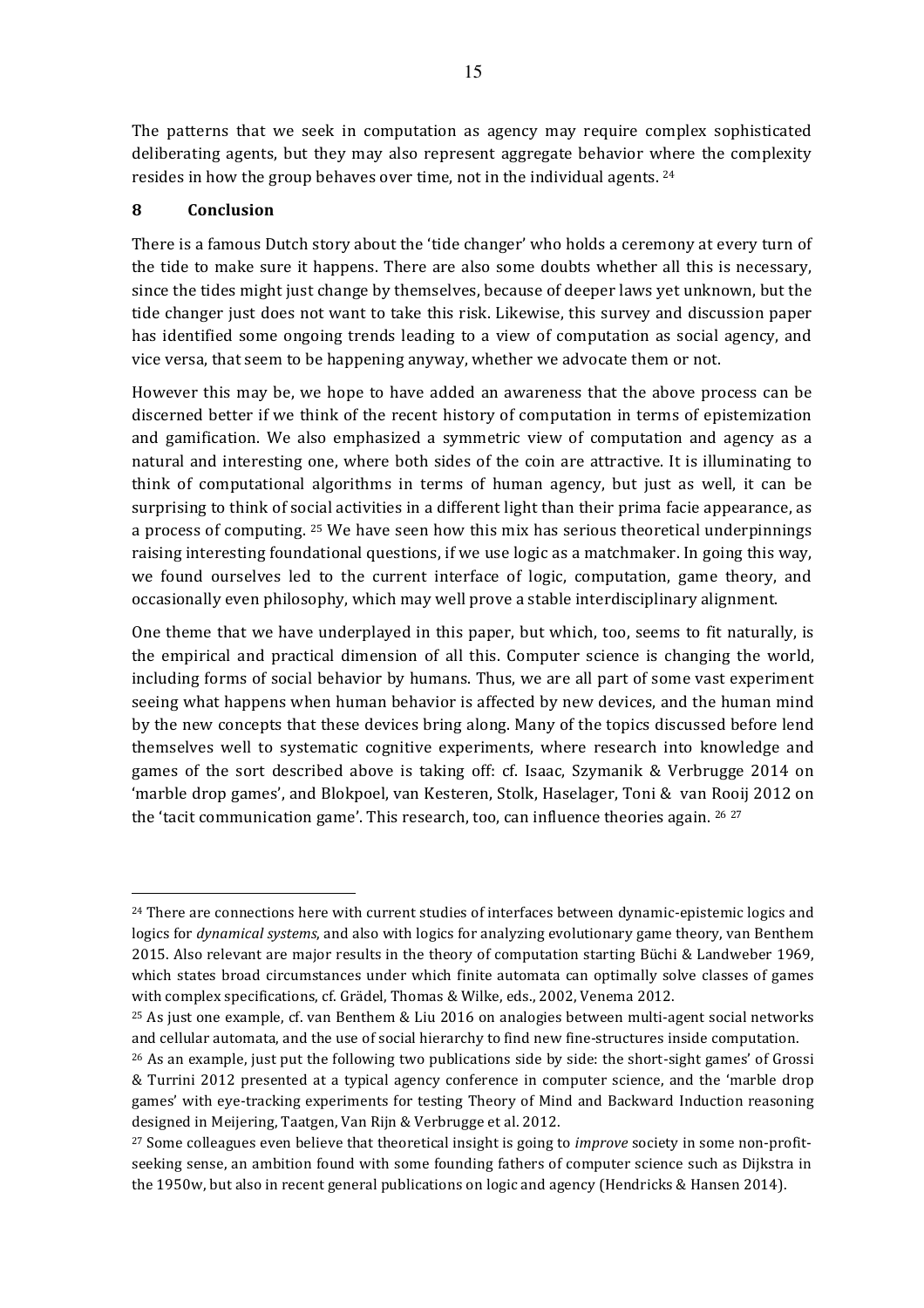The patterns that we seek in computation as agency may require complex sophisticated deliberating agents, but they may also represent aggregate behavior where the complexity resides in how the group behaves over time, not in the individual agents. [24]

## 8 Conclusion

There is a famous Dutch story about the 'tide changer' who holds a ceremony at every turn of the tide to make sure it happens. There are also some doubts whether all this is necessary, since the tides might just change by themselves, because of deeper laws yet unknown, but the tide changer just does not want to take this risk. Likewise, this survey and discussion paper has identified some ongoing trends leading to a view of computation as social agency, and vice versa, that seem to be happening anyway, whether we advocate them or not.

However this may be, we hope to have added an awareness that the above process can be discerned better if we think of the recent history of computation in terms of epistemization and gamification. We also emphasized a symmetric view of computation and agency as a natural and interesting one, where both sides of the coin are attractive. It is illuminating to think of computational algorithms in terms of human agency, but just as well, it can be surprising to think of social activities in a different light than their prima facie appearance, as a process of computing. [25] We have seen how this mix has serious theoretical underpinnings raising interesting foundational questions, if we use logic as a matchmaker. In going this way, we found ourselves led to the current interface of logic, computation, game theory, and occasionally even philosophy, which may well prove a stable interdisciplinary alignment.

One theme that we have underplayed in this paper, but which, too, seems to fit naturally, is the empirical and practical dimension of all this. Computer science is changing the world, including forms of social behavior by humans. Thus, we are all part of some vast experiment seeing what happens when human behavior is affected by new devices, and the human mind by the new concepts that these devices bring along. Many of the topics discussed before lend themselves well to systematic cognitive experiments, where research into knowledge and games of the sort described above is taking off: cf. Isaac, Szymanik & Verbrugge 2014 on 'marble drop games', and Blokpoel, van Kesteren, Stolk, Haselager, Toni & van Rooij 2012 on the 'tacit communication game'. This research, too, can influence theories again. [26] [27]

---

[24] There are connections here with current studies of interfaces between dynamic-epistemic logics and logics for *dynamical systems*, and also with logics for analyzing evolutionary game theory, van Benthem 2015. Also relevant are major results in the theory of computation starting Büchi & Landweber 1969, which states broad circumstances under which finite automata can optimally solve classes of games with complex specifications, cf. Grädel, Thomas & Wilke, eds., 2002, Venema 2012.

[25] As just one example, cf. van Benthem & Liu 2016 on analogies between multi-agent social networks and cellular automata, and the use of social hierarchy to find new fine-structures inside computation.

[26] As an example, just put the following two publications side by side: the short-sight games' of Grossi & Turrini 2012 presented at a typical agency conference in computer science, and the 'marble drop games' with eye-tracking experiments for testing Theory of Mind and Backward Induction reasoning designed in Meijering, Taatgen, Van Rijn & Verbrugge et al. 2012.

[27] Some colleagues even believe that theoretical insight is going to *improve* society in some non-profit-seeking sense, an ambition found with some founding fathers of computer science such as Dijkstra in the 1950w, but also in recent general publications on logic and agency (Hendricks & Hansen 2014).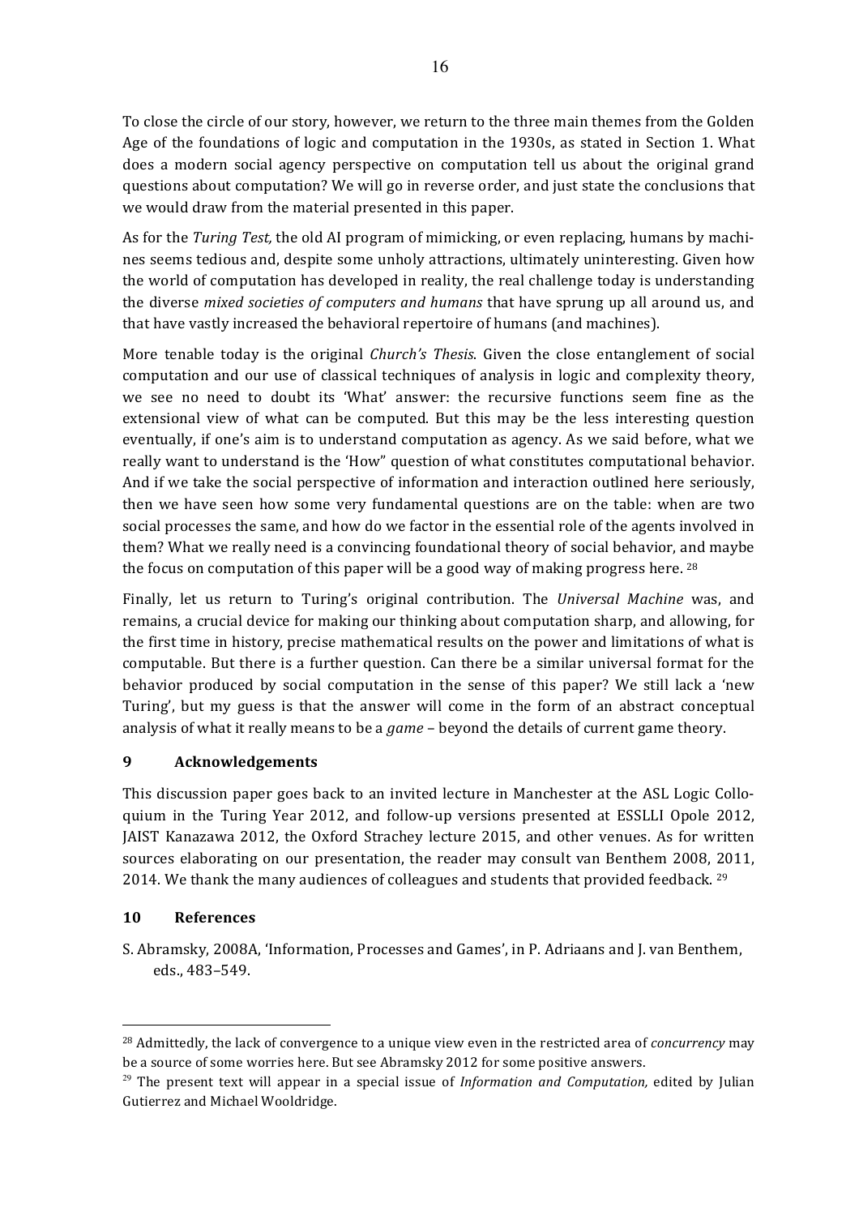To close the circle of our story, however, we return to the three main themes from the Golden Age of the foundations of logic and computation in the 1930s, as stated in Section 1. What does a modern social agency perspective on computation tell us about the original grand questions about computation? We will go in reverse order, and just state the conclusions that we would draw from the material presented in this paper.

As for the *Turing Test,* the old AI program of mimicking, or even replacing, humans by machines seems tedious and, despite some unholy attractions, ultimately uninteresting. Given how the world of computation has developed in reality, the real challenge today is understanding the diverse *mixed societies of computers and humans* that have sprung up all around us, and that have vastly increased the behavioral repertoire of humans (and machines).

More tenable today is the original *Church's Thesis*. Given the close entanglement of social computation and our use of classical techniques of analysis in logic and complexity theory, we see no need to doubt its 'What' answer: the recursive functions seem fine as the extensional view of what can be computed. But this may be the less interesting question eventually, if one's aim is to understand computation as agency. As we said before, what we really want to understand is the 'How" question of what constitutes computational behavior. And if we take the social perspective of information and interaction outlined here seriously, then we have seen how some very fundamental questions are on the table: when are two social processes the same, and how do we factor in the essential role of the agents involved in them? What we really need is a convincing foundational theory of social behavior, and maybe the focus on computation of this paper will be a good way of making progress here. [28]

Finally, let us return to Turing's original contribution. The *Universal Machine* was, and remains, a crucial device for making our thinking about computation sharp, and allowing, for the first time in history, precise mathematical results on the power and limitations of what is computable. But there is a further question. Can there be a similar universal format for the behavior produced by social computation in the sense of this paper? We still lack a 'new Turing', but my guess is that the answer will come in the form of an abstract conceptual analysis of what it really means to be a *game* – beyond the details of current game theory.

## 9 Acknowledgements

This discussion paper goes back to an invited lecture in Manchester at the ASL Logic Colloquium in the Turing Year 2012, and follow-up versions presented at ESSLLI Opole 2012, JAIST Kanazawa 2012, the Oxford Strachey lecture 2015, and other venues. As for written sources elaborating on our presentation, the reader may consult van Benthem 2008, 2011, 2014. We thank the many audiences of colleagues and students that provided feedback. [29]

## 10 References

S. Abramsky, 2008A, 'Information, Processes and Games', in P. Adriaans and J. van Benthem, eds., 483–549.

---

[28] Admittedly, the lack of convergence to a unique view even in the restricted area of *concurrency* may be a source of some worries here. But see Abramsky 2012 for some positive answers.

[29] The present text will appear in a special issue of *Information and Computation,* edited by Julian Gutierrez and Michael Wooldridge.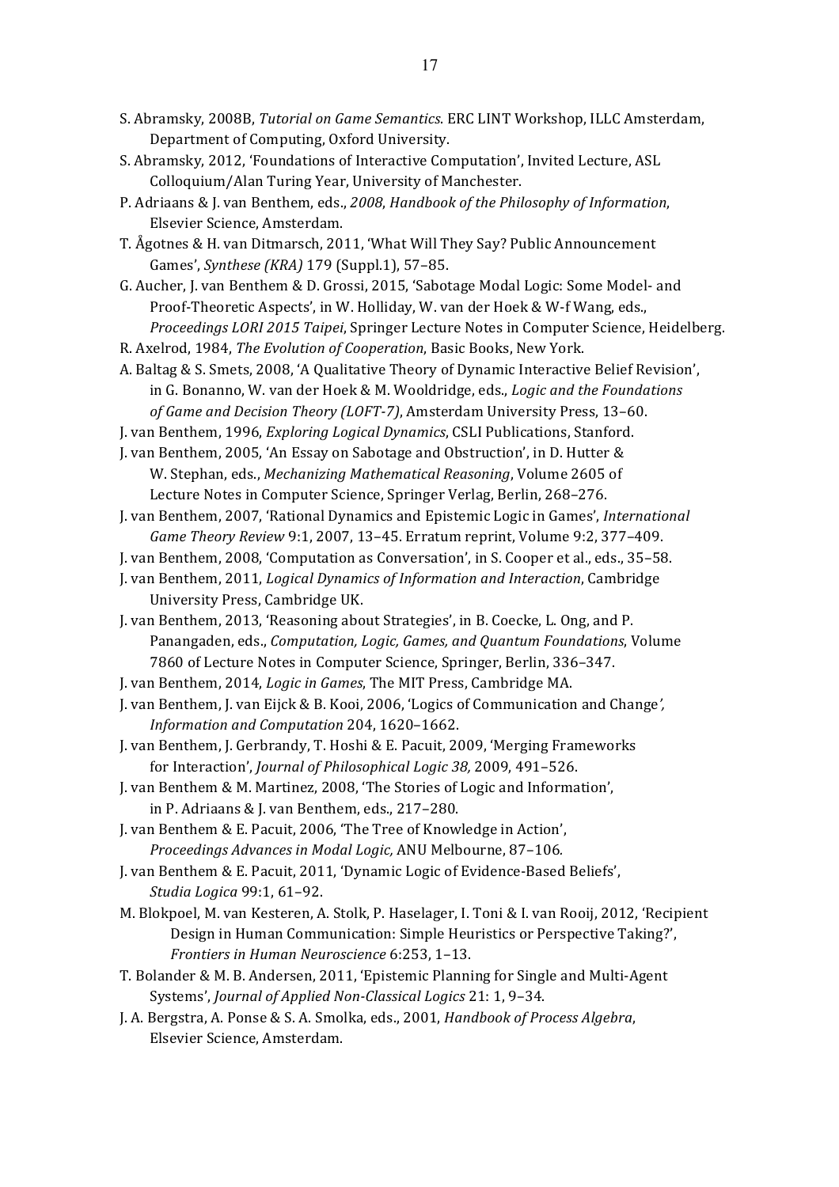S. Abramsky, 2008B, *Tutorial on Game Semantics*. ERC LINT Workshop, ILLC Amsterdam, Department of Computing, Oxford University.

S. Abramsky, 2012, 'Foundations of Interactive Computation', Invited Lecture, ASL Colloquium/Alan Turing Year, University of Manchester.

P. Adriaans & J. van Benthem, eds., *2008*, *Handbook of the Philosophy of Information*, Elsevier Science, Amsterdam.

T. Ågotnes & H. van Ditmarsch, 2011, 'What Will They Say? Public Announcement Games', *Synthese (KRA)* 179 (Suppl.1), 57–85.

G. Aucher, J. van Benthem & D. Grossi, 2015, 'Sabotage Modal Logic: Some Model- and Proof-Theoretic Aspects', in W. Holliday, W. van der Hoek & W-f Wang, eds., *Proceedings LORI 2015 Taipei*, Springer Lecture Notes in Computer Science, Heidelberg.

R. Axelrod, 1984, *The Evolution of Cooperation*, Basic Books, New York.

A. Baltag & S. Smets, 2008, 'A Qualitative Theory of Dynamic Interactive Belief Revision', in G. Bonanno, W. van der Hoek & M. Wooldridge, eds., *Logic and the Foundations of Game and Decision Theory (LOFT-7)*, Amsterdam University Press, 13–60.

J. van Benthem, 1996, *Exploring Logical Dynamics*, CSLI Publications, Stanford.

J. van Benthem, 2005, 'An Essay on Sabotage and Obstruction', in D. Hutter & W. Stephan, eds., *Mechanizing Mathematical Reasoning*, Volume 2605 of Lecture Notes in Computer Science, Springer Verlag, Berlin, 268–276.

J. van Benthem, 2007, 'Rational Dynamics and Epistemic Logic in Games', *International Game Theory Review* 9:1, 2007, 13–45. Erratum reprint, Volume 9:2, 377–409.

J. van Benthem, 2008, 'Computation as Conversation', in S. Cooper et al., eds., 35–58.

J. van Benthem, 2011, *Logical Dynamics of Information and Interaction*, Cambridge University Press, Cambridge UK.

J. van Benthem, 2013, 'Reasoning about Strategies', in B. Coecke, L. Ong, and P. Panangaden, eds., *Computation, Logic, Games, and Quantum Foundations*, Volume 7860 of Lecture Notes in Computer Science, Springer, Berlin, 336–347.

J. van Benthem, 2014, *Logic in Games*, The MIT Press, Cambridge MA.

J. van Benthem, J. van Eijck & B. Kooi, 2006, 'Logics of Communication and Change', *Information and Computation* 204, 1620–1662.

J. van Benthem, J. Gerbrandy, T. Hoshi & E. Pacuit, 2009, 'Merging Frameworks for Interaction', *Journal of Philosophical Logic 38,* 2009, 491–526.

J. van Benthem & M. Martinez, 2008, 'The Stories of Logic and Information', in P. Adriaans & J. van Benthem, eds., 217–280.

J. van Benthem & E. Pacuit, 2006, 'The Tree of Knowledge in Action', *Proceedings Advances in Modal Logic,* ANU Melbourne, 87–106.

J. van Benthem & E. Pacuit, 2011, 'Dynamic Logic of Evidence-Based Beliefs', *Studia Logica* 99:1, 61–92.

M. Blokpoel, M. van Kesteren, A. Stolk, P. Haselager, I. Toni & I. van Rooij, 2012, 'Recipient Design in Human Communication: Simple Heuristics or Perspective Taking?', *Frontiers in Human Neuroscience* 6:253, 1–13.

T. Bolander & M. B. Andersen, 2011, 'Epistemic Planning for Single and Multi-Agent Systems', *Journal of Applied Non-Classical Logics* 21: 1, 9–34.

J. A. Bergstra, A. Ponse & S. A. Smolka, eds., 2001, *Handbook of Process Algebra*, Elsevier Science, Amsterdam.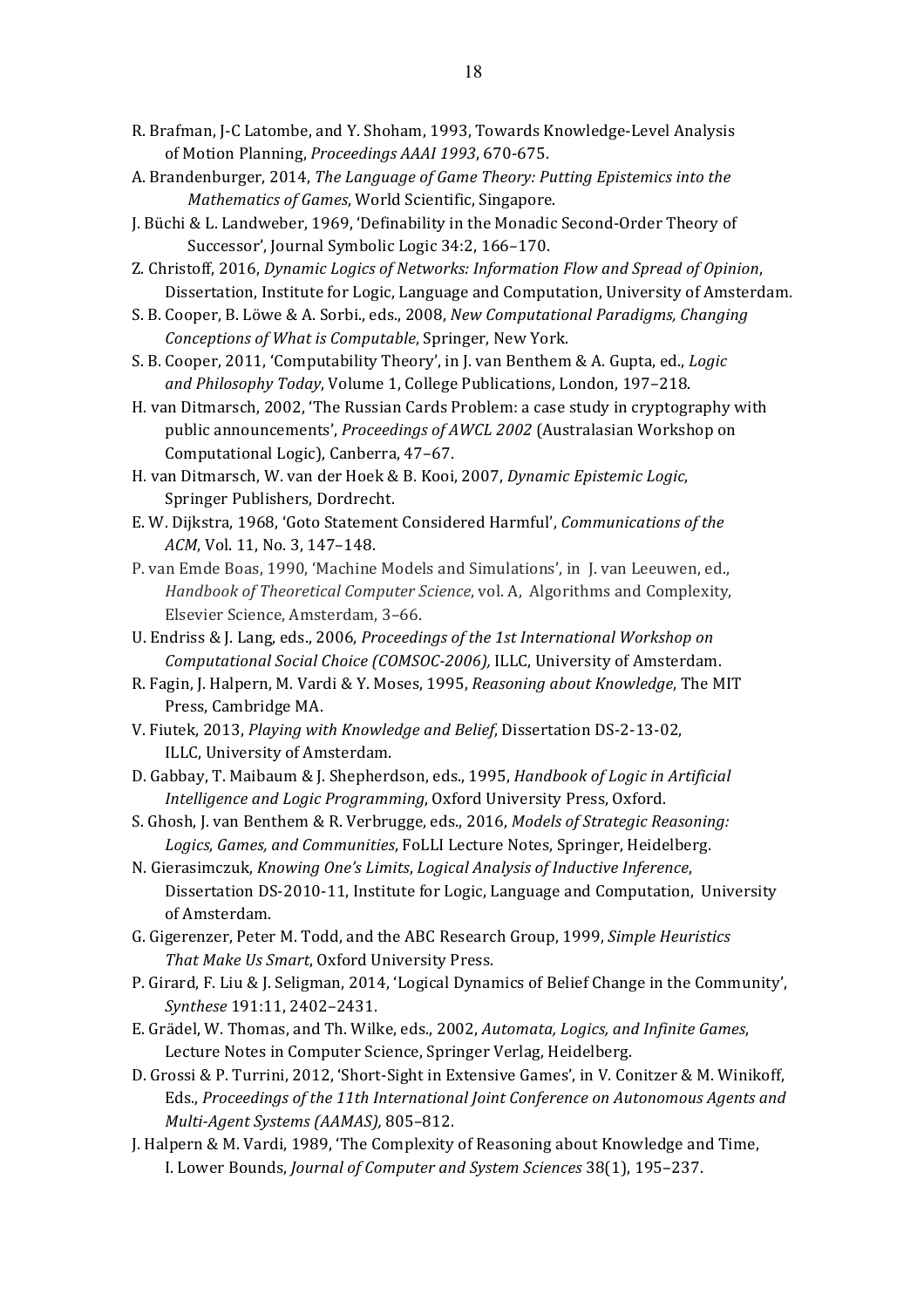R. Brafman, J-C Latombe, and Y. Shoham, 1993, Towards Knowledge-Level Analysis of Motion Planning, *Proceedings AAAI 1993*, 670-675.

A. Brandenburger, 2014, *The Language of Game Theory: Putting Epistemics into the Mathematics of Games*, World Scientific, Singapore.

J. Büchi & L. Landweber, 1969, 'Definability in the Monadic Second-Order Theory of Successor', Journal Symbolic Logic 34:2, 166–170.

Z. Christoff, 2016, *Dynamic Logics of Networks: Information Flow and Spread of Opinion*, Dissertation, Institute for Logic, Language and Computation, University of Amsterdam.

S. B. Cooper, B. Löwe & A. Sorbi., eds., 2008, *New Computational Paradigms, Changing Conceptions of What is Computable*, Springer, New York.

S. B. Cooper, 2011, 'Computability Theory', in J. van Benthem & A. Gupta, ed., *Logic and Philosophy Today*, Volume 1, College Publications, London, 197–218.

H. van Ditmarsch, 2002, 'The Russian Cards Problem: a case study in cryptography with public announcements', *Proceedings of AWCL 2002* (Australasian Workshop on Computational Logic), Canberra, 47–67.

H. van Ditmarsch, W. van der Hoek & B. Kooi, 2007, *Dynamic Epistemic Logic*, Springer Publishers, Dordrecht.

E. W. Dijkstra, 1968, 'Goto Statement Considered Harmful', *Communications of the ACM*, Vol. 11, No. 3, 147–148.

P. van Emde Boas, 1990, 'Machine Models and Simulations', in J. van Leeuwen, ed., *Handbook of Theoretical Computer Science*, vol. A, Algorithms and Complexity, Elsevier Science, Amsterdam, 3–66.

U. Endriss & J. Lang, eds., 2006, *Proceedings of the 1st International Workshop on Computational Social Choice (COMSOC-2006),* ILLC, University of Amsterdam.

R. Fagin, J. Halpern, M. Vardi & Y. Moses, 1995, *Reasoning about Knowledge*, The MIT Press, Cambridge MA.

V. Fiutek, 2013, *Playing with Knowledge and Belief*, Dissertation DS-2-13-02, ILLC, University of Amsterdam.

D. Gabbay, T. Maibaum & J. Shepherdson, eds., 1995, *Handbook of Logic in Artificial Intelligence and Logic Programming*, Oxford University Press, Oxford.

S. Ghosh, J. van Benthem & R. Verbrugge, eds., 2016, *Models of Strategic Reasoning: Logics, Games, and Communities*, FoLLI Lecture Notes, Springer, Heidelberg.

N. Gierasimczuk, *Knowing One's Limits*, *Logical Analysis of Inductive Inference*, Dissertation DS-2010-11, Institute for Logic, Language and Computation, University of Amsterdam.

G. Gigerenzer, Peter M. Todd, and the ABC Research Group, 1999, *Simple Heuristics That Make Us Smart*, Oxford University Press.

P. Girard, F. Liu & J. Seligman, 2014, 'Logical Dynamics of Belief Change in the Community', *Synthese* 191:11, 2402–2431.

E. Grädel, W. Thomas, and Th. Wilke, eds., 2002, *Automata, Logics, and Infinite Games*, Lecture Notes in Computer Science, Springer Verlag, Heidelberg.

D. Grossi & P. Turrini, 2012, 'Short-Sight in Extensive Games', in V. Conitzer & M. Winikoff, Eds., *Proceedings of the 11th International Joint Conference on Autonomous Agents and Multi-Agent Systems (AAMAS),* 805–812.

J. Halpern & M. Vardi, 1989, 'The Complexity of Reasoning about Knowledge and Time, I. Lower Bounds, *Journal of Computer and System Sciences* 38(1), 195–237.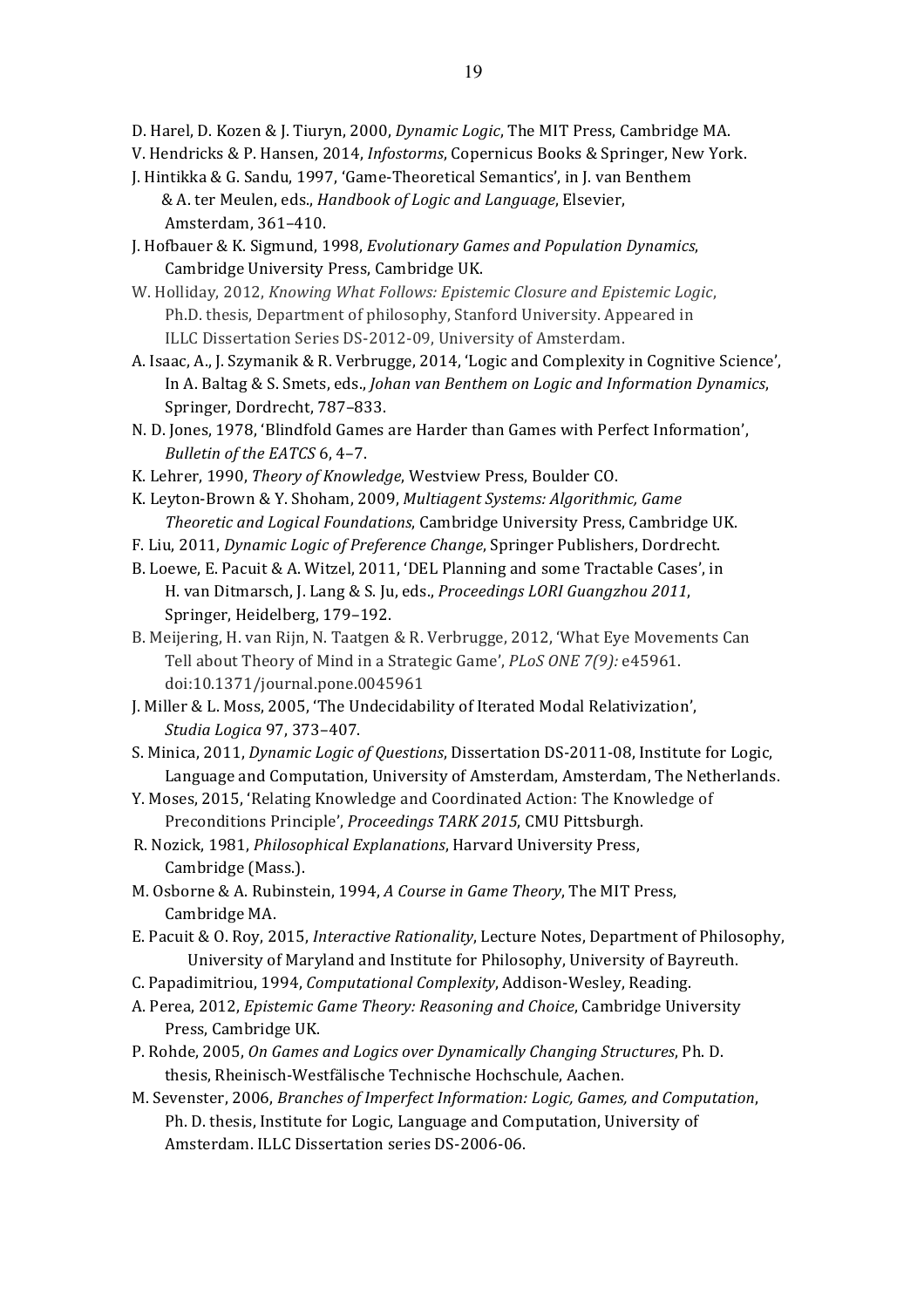D. Harel, D. Kozen & J. Tiuryn, 2000, *Dynamic Logic*, The MIT Press, Cambridge MA.

V. Hendricks & P. Hansen, 2014, *Infostorms*, Copernicus Books & Springer, New York.

J. Hintikka & G. Sandu, 1997, 'Game-Theoretical Semantics', in J. van Benthem & A. ter Meulen, eds., *Handbook of Logic and Language*, Elsevier, Amsterdam, 361–410.

J. Hofbauer & K. Sigmund, 1998, *Evolutionary Games and Population Dynamics*, Cambridge University Press, Cambridge UK.

W. Holliday, 2012, *Knowing What Follows: Epistemic Closure and Epistemic Logic*, Ph.D. thesis, Department of philosophy, Stanford University. Appeared in ILLC Dissertation Series DS-2012-09, University of Amsterdam.

A. Isaac, A., J. Szymanik & R. Verbrugge, 2014, 'Logic and Complexity in Cognitive Science', In A. Baltag & S. Smets, eds., *Johan van Benthem on Logic and Information Dynamics*, Springer, Dordrecht, 787–833.

N. D. Jones, 1978, 'Blindfold Games are Harder than Games with Perfect Information', *Bulletin of the EATCS* 6, 4–7.

K. Lehrer, 1990, *Theory of Knowledge*, Westview Press, Boulder CO.

K. Leyton-Brown & Y. Shoham, 2009, *Multiagent Systems: Algorithmic, Game Theoretic and Logical Foundations*, Cambridge University Press, Cambridge UK.

F. Liu, 2011, *Dynamic Logic of Preference Change*, Springer Publishers, Dordrecht.

B. Loewe, E. Pacuit & A. Witzel, 2011, 'DEL Planning and some Tractable Cases', in H. van Ditmarsch, J. Lang & S. Ju, eds., *Proceedings LORI Guangzhou 2011*, Springer, Heidelberg, 179–192.

B. Meijering, H. van Rijn, N. Taatgen & R. Verbrugge, 2012, 'What Eye Movements Can Tell about Theory of Mind in a Strategic Game', *PLoS ONE 7(9):* e45961. doi:10.1371/journal.pone.0045961

J. Miller & L. Moss, 2005, 'The Undecidability of Iterated Modal Relativization', *Studia Logica* 97, 373–407.

S. Minica, 2011, *Dynamic Logic of Questions*, Dissertation DS-2011-08, Institute for Logic, Language and Computation, University of Amsterdam, Amsterdam, The Netherlands.

Y. Moses, 2015, 'Relating Knowledge and Coordinated Action: The Knowledge of Preconditions Principle', *Proceedings TARK 2015*, CMU Pittsburgh.

R. Nozick, 1981, *Philosophical Explanations*, Harvard University Press, Cambridge (Mass.).

M. Osborne & A. Rubinstein, 1994, *A Course in Game Theory*, The MIT Press, Cambridge MA.

E. Pacuit & O. Roy, 2015, *Interactive Rationality*, Lecture Notes, Department of Philosophy, University of Maryland and Institute for Philosophy, University of Bayreuth.

C. Papadimitriou, 1994, *Computational Complexity*, Addison-Wesley, Reading.

A. Perea, 2012, *Epistemic Game Theory: Reasoning and Choice*, Cambridge University Press, Cambridge UK.

P. Rohde, 2005, *On Games and Logics over Dynamically Changing Structures*, Ph. D. thesis, Rheinisch-Westfälische Technische Hochschule, Aachen.

M. Sevenster, 2006, *Branches of Imperfect Information: Logic, Games, and Computation*, Ph. D. thesis, Institute for Logic, Language and Computation, University of Amsterdam. ILLC Dissertation series DS-2006-06.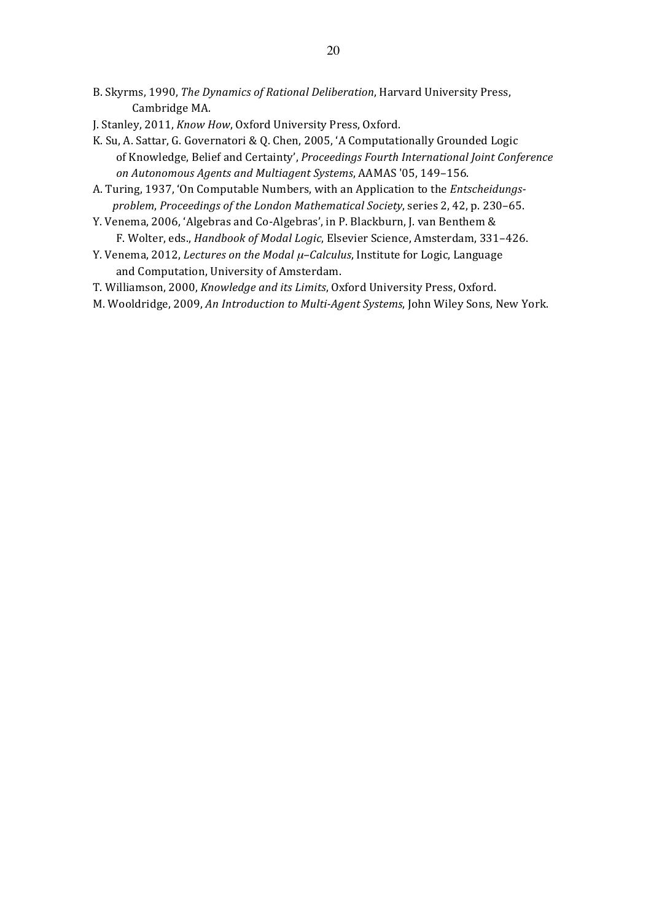B. Skyrms, 1990, *The Dynamics of Rational Deliberation*, Harvard University Press, Cambridge MA.

J. Stanley, 2011, *Know How*, Oxford University Press, Oxford.

K. Su, A. Sattar, G. Governatori & Q. Chen, 2005, 'A Computationally Grounded Logic of Knowledge, Belief and Certainty', *Proceedings Fourth International Joint Conference on Autonomous Agents and Multiagent Systems*, AAMAS '05, 149–156.

A. Turing, 1937, 'On Computable Numbers, with an Application to the *Entscheidungs-problem*, *Proceedings of the London Mathematical Society*, series 2, 42, p. 230–65.

Y. Venema, 2006, 'Algebras and Co-Algebras', in P. Blackburn, J. van Benthem & F. Wolter, eds., *Handbook of Modal Logic*, Elsevier Science, Amsterdam, 331–426.

Y. Venema, 2012, *Lectures on the Modal $\mu$–Calculus*, Institute for Logic, Language and Computation, University of Amsterdam.

T. Williamson, 2000, *Knowledge and its Limits*, Oxford University Press, Oxford.

M. Wooldridge, 2009, *An Introduction to Multi-Agent Systems*, John Wiley Sons, New York.